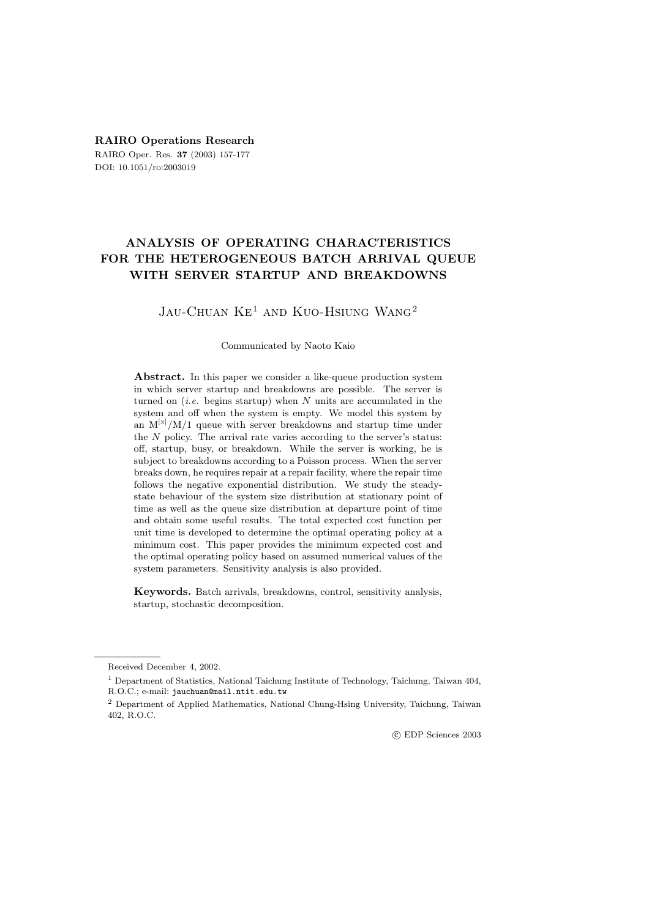**RAIRO Operations Research**

RAIRO Oper. Res. **37** (2003) 157-177

DOI: 10.1051/ro:2003019

# ANALYSIS OF OPERATING CHARACTERISTICS FOR THE HETEROGENEOUS BATCH ARRIVAL QUEUE WITH SERVER STARTUP AND BREAKDOWNS

Jau-Chuan Ke[1] and Kuo-Hsiung Wang[2]

Communicated by Naoto Kaio

**Abstract.** In this paper we consider a like-queue production system in which server startup and breakdowns are possible. The server is turned on (*i.e.* begins startup) when $N$ units are accumulated in the system and off when the system is empty. We model this system by an $\mathrm{M}^{[x]}/\mathrm{M}/1$ queue with server breakdowns and startup time under the $N$ policy. The arrival rate varies according to the server's status: off, startup, busy, or breakdown. While the server is working, he is subject to breakdowns according to a Poisson process. When the server breaks down, he requires repair at a repair facility, where the repair time follows the negative exponential distribution. We study the steady-state behaviour of the system size distribution at stationary point of time as well as the queue size distribution at departure point of time and obtain some useful results. The total expected cost function per unit time is developed to determine the optimal operating policy at a minimum cost. This paper provides the minimum expected cost and the optimal operating policy based on assumed numerical values of the system parameters. Sensitivity analysis is also provided.

**Keywords.** Batch arrivals, breakdowns, control, sensitivity analysis, startup, stochastic decomposition.

---

Received December 4, 2002.

[1] Department of Statistics, National Taichung Institute of Technology, Taichung, Taiwan 404, R.O.C.; e-mail: `jauchuan@mail.ntit.edu.tw`

[2] Department of Applied Mathematics, National Chung-Hsing University, Taichung, Taiwan 402, R.O.C.

© EDP Sciences 2003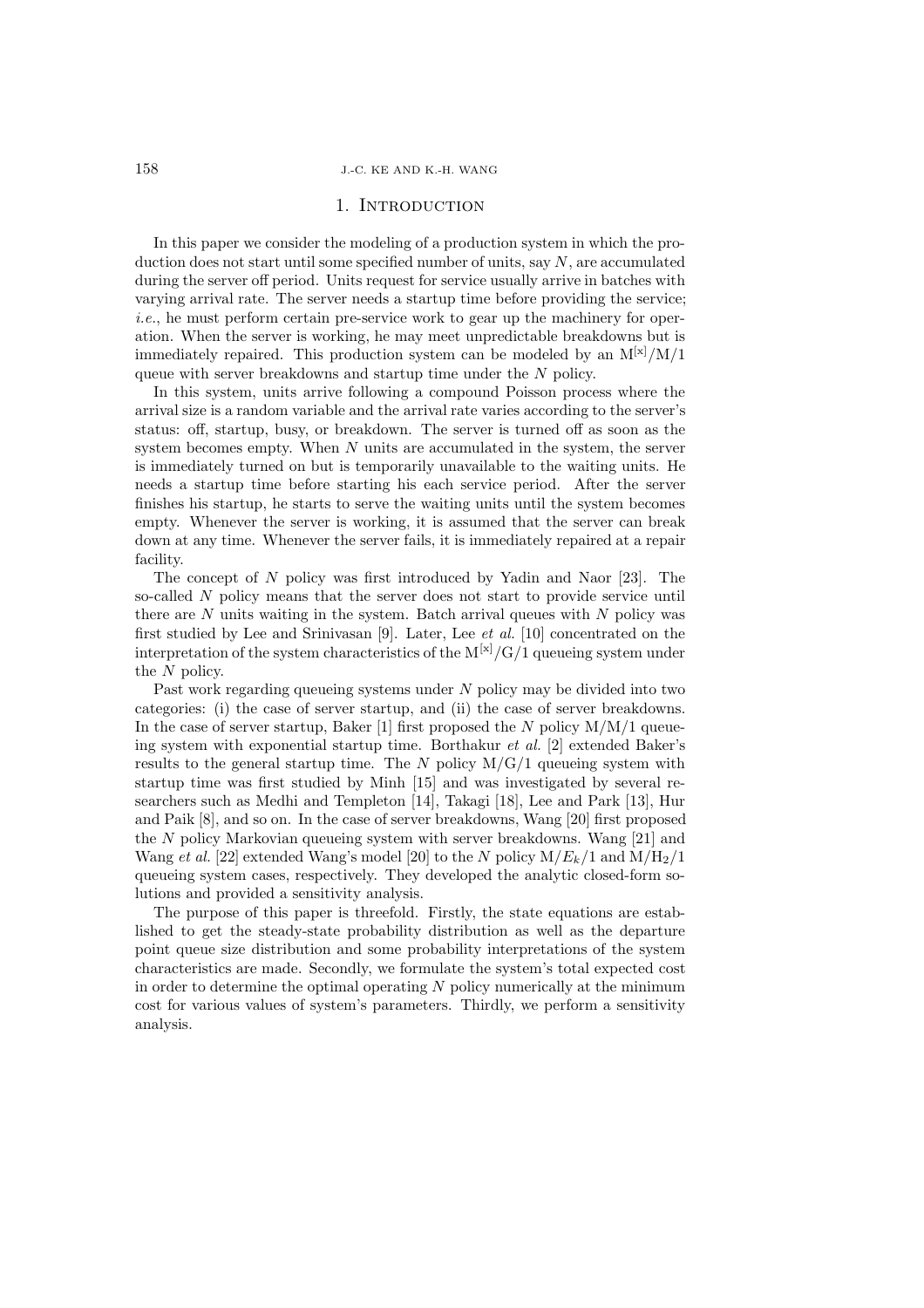## 1. Introduction

In this paper we consider the modeling of a production system in which the production does not start until some specified number of units, say $N$, are accumulated during the server off period. Units request for service usually arrive in batches with varying arrival rate. The server needs a startup time before providing the service; *i.e.*, he must perform certain pre-service work to gear up the machinery for operation. When the server is working, he may meet unpredictable breakdowns but is immediately repaired. This production system can be modeled by an $\mathrm{M}^{[x]}/\mathrm{M}/1$ queue with server breakdowns and startup time under the $N$ policy.

In this system, units arrive following a compound Poisson process where the arrival size is a random variable and the arrival rate varies according to the server's status: off, startup, busy, or breakdown. The server is turned off as soon as the system becomes empty. When $N$ units are accumulated in the system, the server is immediately turned on but is temporarily unavailable to the waiting units. He needs a startup time before starting his each service period. After the server finishes his startup, he starts to serve the waiting units until the system becomes empty. Whenever the server is working, it is assumed that the server can break down at any time. Whenever the server fails, it is immediately repaired at a repair facility.

The concept of $N$ policy was first introduced by Yadin and Naor [23]. The so-called $N$ policy means that the server does not start to provide service until there are $N$ units waiting in the system. Batch arrival queues with $N$ policy was first studied by Lee and Srinivasan [9]. Later, Lee *et al.* [10] concentrated on the interpretation of the system characteristics of the $\mathrm{M}^{[x]}/\mathrm{G}/1$ queueing system under the $N$ policy.

Past work regarding queueing systems under $N$ policy may be divided into two categories: (i) the case of server startup, and (ii) the case of server breakdowns. In the case of server startup, Baker [1] first proposed the $N$ policy M/M/1 queueing system with exponential startup time. Borthakur *et al.* [2] extended Baker's results to the general startup time. The $N$ policy M/G/1 queueing system with startup time was first studied by Minh [15] and was investigated by several researchers such as Medhi and Templeton [14], Takagi [18], Lee and Park [13], Hur and Paik [8], and so on. In the case of server breakdowns, Wang [20] first proposed the $N$ policy Markovian queueing system with server breakdowns. Wang [21] and Wang *et al.* [22] extended Wang's model [20] to the $N$ policy $\mathrm{M}/E_k/1$ and $\mathrm{M}/\mathrm{H}_2/1$ queueing system cases, respectively. They developed the analytic closed-form solutions and provided a sensitivity analysis.

The purpose of this paper is threefold. Firstly, the state equations are established to get the steady-state probability distribution as well as the departure point queue size distribution and some probability interpretations of the system characteristics are made. Secondly, we formulate the system's total expected cost in order to determine the optimal operating $N$ policy numerically at the minimum cost for various values of system's parameters. Thirdly, we perform a sensitivity analysis.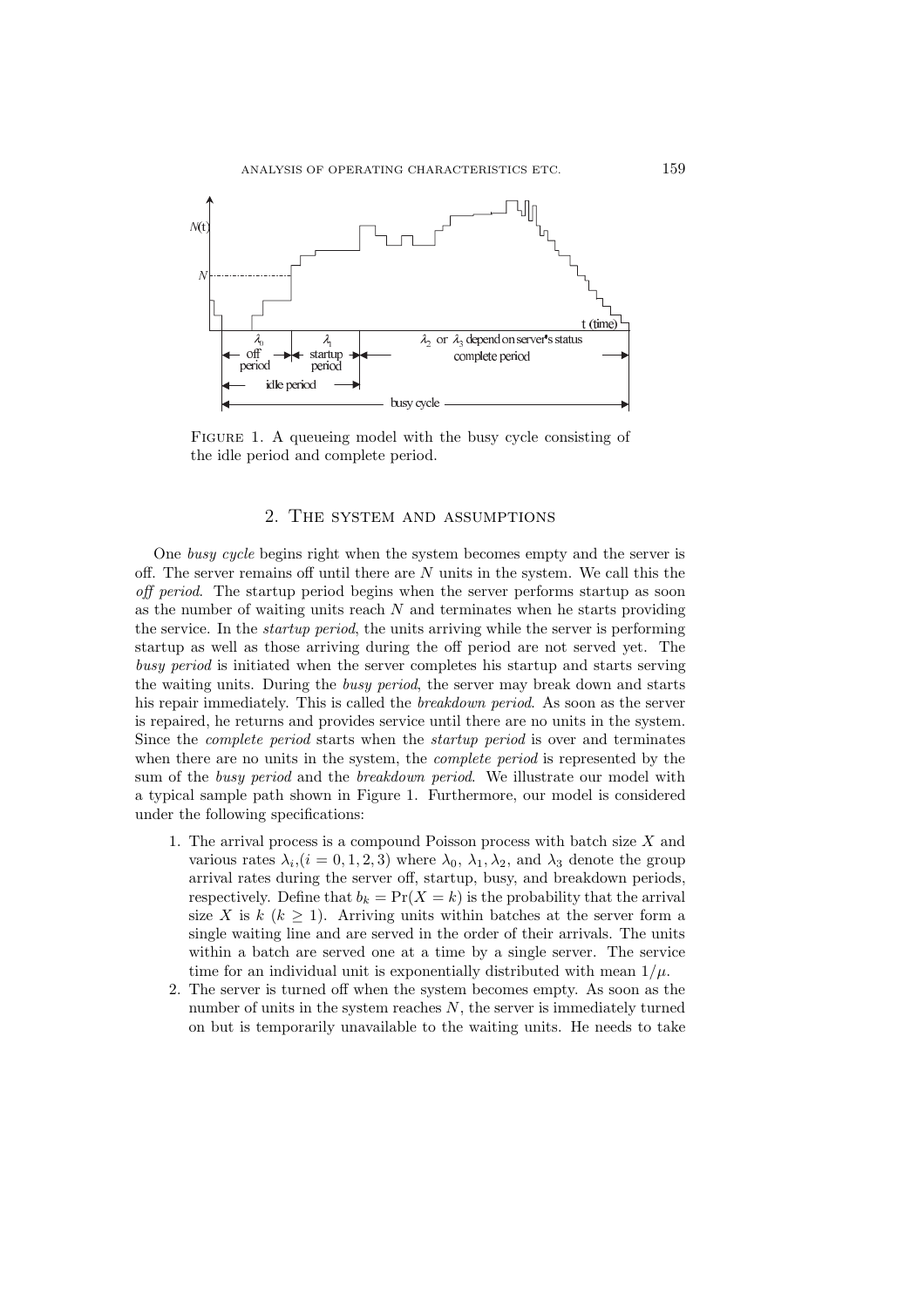FIGURE 1. A queueing model with the busy cycle consisting of the idle period and complete period.

## 2. The system and assumptions

One *busy cycle* begins right when the system becomes empty and the server is off. The server remains off until there are $N$ units in the system. We call this the *off period*. The startup period begins when the server performs startup as soon as the number of waiting units reach $N$ and terminates when he starts providing the service. In the *startup period*, the units arriving while the server is performing startup as well as those arriving during the off period are not served yet. The *busy period* is initiated when the server completes his startup and starts serving the waiting units. During the *busy period*, the server may break down and starts his repair immediately. This is called the *breakdown period*. As soon as the server is repaired, he returns and provides service until there are no units in the system. Since the *complete period* starts when the *startup period* is over and terminates when there are no units in the system, the *complete period* is represented by the sum of the *busy period* and the *breakdown period*. We illustrate our model with a typical sample path shown in Figure 1. Furthermore, our model is considered under the following specifications:

1. The arrival process is a compound Poisson process with batch size $X$ and various rates $\lambda_i, (i = 0, 1, 2, 3)$ where $\lambda_0$, $\lambda_1, \lambda_2$, and $\lambda_3$ denote the group arrival rates during the server off, startup, busy, and breakdown periods, respectively. Define that $b_k = \Pr(X = k)$ is the probability that the arrival size $X$ is $k$ $(k \geq 1)$. Arriving units within batches at the server form a single waiting line and are served in the order of their arrivals. The units within a batch are served one at a time by a single server. The service time for an individual unit is exponentially distributed with mean $1/\mu$.
2. The server is turned off when the system becomes empty. As soon as the number of units in the system reaches $N$, the server is immediately turned on but is temporarily unavailable to the waiting units. He needs to take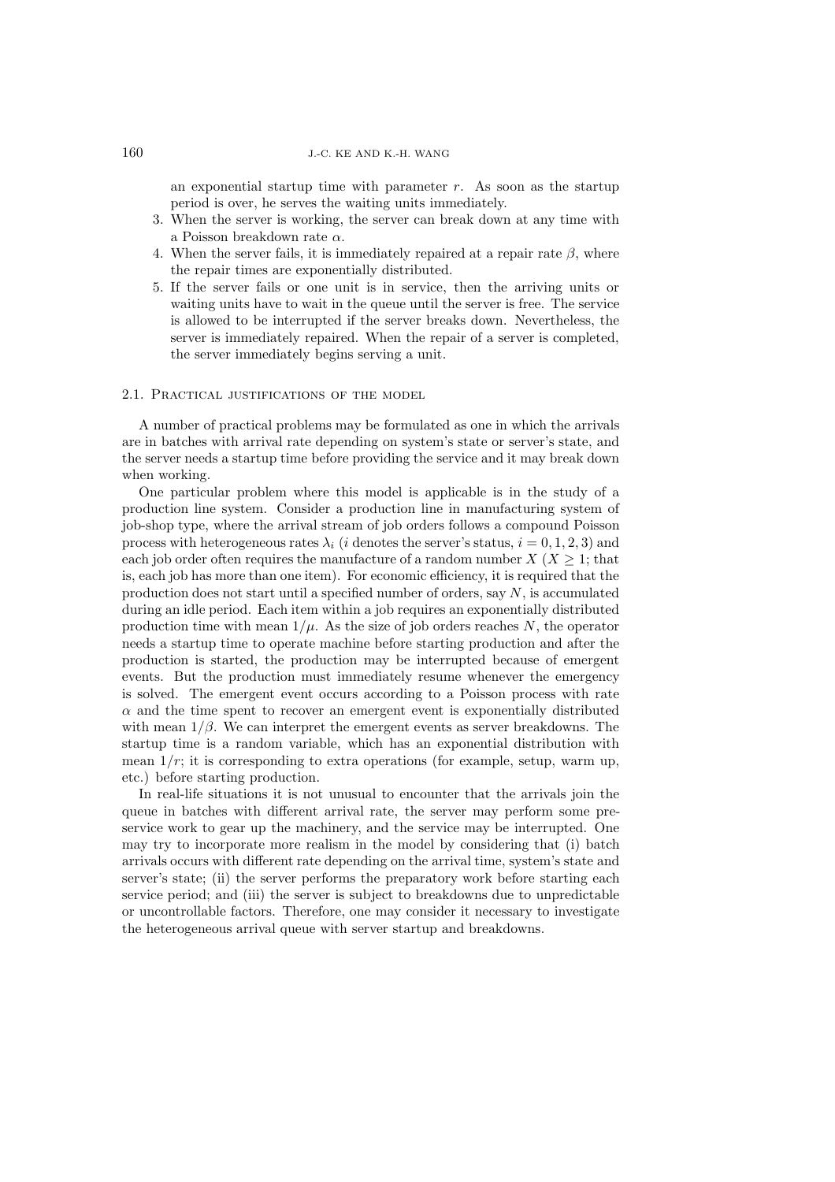an exponential startup time with parameter $r$. As soon as the startup period is over, he serves the waiting units immediately.

3. When the server is working, the server can break down at any time with a Poisson breakdown rate $\alpha$.
4. When the server fails, it is immediately repaired at a repair rate $\beta$, where the repair times are exponentially distributed.
5. If the server fails or one unit is in service, then the arriving units or waiting units have to wait in the queue until the server is free. The service is allowed to be interrupted if the server breaks down. Nevertheless, the server is immediately repaired. When the repair of a server is completed, the server immediately begins serving a unit.

### 2.1. Practical justifications of the model

A number of practical problems may be formulated as one in which the arrivals are in batches with arrival rate depending on system's state or server's state, and the server needs a startup time before providing the service and it may break down when working.

One particular problem where this model is applicable is in the study of a production line system. Consider a production line in manufacturing system of job-shop type, where the arrival stream of job orders follows a compound Poisson process with heterogeneous rates $\lambda_i$ ($i$ denotes the server's status, $i = 0, 1, 2, 3$) and each job order often requires the manufacture of a random number $X$ ($X \geq 1$; that is, each job has more than one item). For economic efficiency, it is required that the production does not start until a specified number of orders, say $N$, is accumulated during an idle period. Each item within a job requires an exponentially distributed production time with mean $1/\mu$. As the size of job orders reaches $N$, the operator needs a startup time to operate machine before starting production and after the production is started, the production may be interrupted because of emergent events. But the production must immediately resume whenever the emergency is solved. The emergent event occurs according to a Poisson process with rate $\alpha$ and the time spent to recover an emergent event is exponentially distributed with mean $1/\beta$. We can interpret the emergent events as server breakdowns. The startup time is a random variable, which has an exponential distribution with mean $1/r$; it is corresponding to extra operations (for example, setup, warm up, etc.) before starting production.

In real-life situations it is not unusual to encounter that the arrivals join the queue in batches with different arrival rate, the server may perform some preservice work to gear up the machinery, and the service may be interrupted. One may try to incorporate more realism in the model by considering that (i) batch arrivals occurs with different rate depending on the arrival time, system's state and server's state; (ii) the server performs the preparatory work before starting each service period; and (iii) the server is subject to breakdowns due to unpredictable or uncontrollable factors. Therefore, one may consider it necessary to investigate the heterogeneous arrival queue with server startup and breakdowns.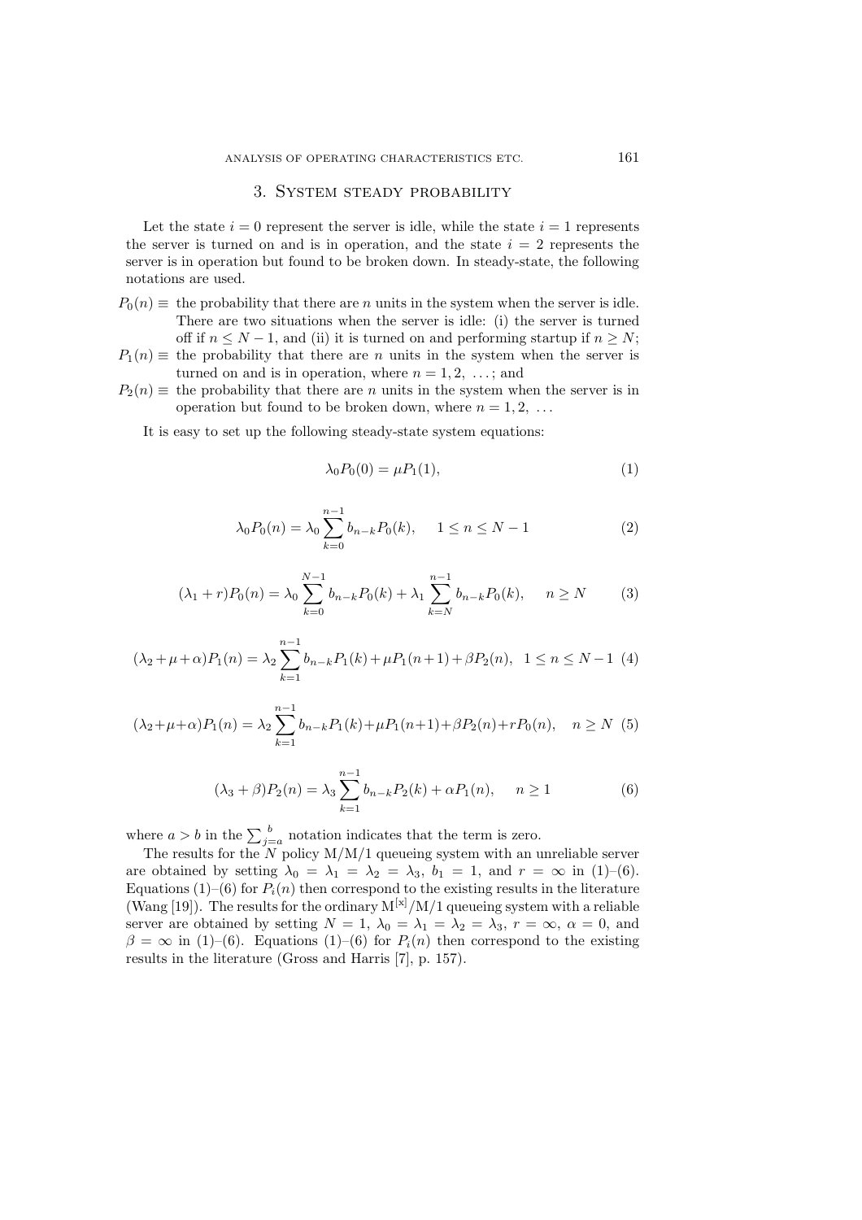## 3. System steady probability

Let the state $i = 0$ represent the server is idle, while the state $i = 1$ represents the server is turned on and is in operation, and the state $i = 2$ represents the server is in operation but found to be broken down. In steady-state, the following notations are used.

- $P_0(n) \equiv$ the probability that there are $n$ units in the system when the server is idle. There are two situations when the server is idle: (i) the server is turned off if $n \leq N-1$, and (ii) it is turned on and performing startup if $n \geq N$;
- $P_1(n) \equiv$ the probability that there are $n$ units in the system when the server is turned on and is in operation, where $n = 1, 2, \ldots$; and
- $P_2(n) \equiv$ the probability that there are $n$ units in the system when the server is in operation but found to be broken down, where $n = 1, 2, \ldots$

It is easy to set up the following steady-state system equations:

$$\lambda_0 P_0(0) = \mu P_1(1), \tag{1}$$

$$\lambda_0 P_0(n) = \lambda_0 \sum_{k=0}^{n-1} b_{n-k} P_0(k), \quad 1 \leq n \leq N-1 \tag{2}$$

$$(\lambda_1 + r) P_0(n) = \lambda_0 \sum_{k=0}^{N-1} b_{n-k} P_0(k) + \lambda_1 \sum_{k=N}^{n-1} b_{n-k} P_0(k), \quad n \geq N \tag{3}$$

$$(\lambda_2 + \mu + \alpha) P_1(n) = \lambda_2 \sum_{k=1}^{n-1} b_{n-k} P_1(k) + \mu P_1(n+1) + \beta P_2(n), \quad 1 \leq n \leq N-1 \tag{4}$$

$$(\lambda_2 + \mu + \alpha) P_1(n) = \lambda_2 \sum_{k=1}^{n-1} b_{n-k} P_1(k) + \mu P_1(n+1) + \beta P_2(n) + r P_0(n), \quad n \geq N \tag{5}$$

$$(\lambda_3 + \beta) P_2(n) = \lambda_3 \sum_{k=1}^{n-1} b_{n-k} P_2(k) + \alpha P_1(n), \quad n \geq 1 \tag{6}$$

where $a > b$ in the $\sum_{j=a}^{b}$ notation indicates that the term is zero.

The results for the $N$ policy M/M/1 queueing system with an unreliable server are obtained by setting $\lambda_0 = \lambda_1 = \lambda_2 = \lambda_3$, $b_1 = 1$, and $r = \infty$ in (1)–(6). Equations (1)–(6) for $P_i(n)$ then correspond to the existing results in the literature (Wang [19]). The results for the ordinary $\mathrm{M}^{[\mathrm{x}]}$/M/1 queueing system with a reliable server are obtained by setting $N = 1$, $\lambda_0 = \lambda_1 = \lambda_2 = \lambda_3$, $r = \infty$, $\alpha = 0$, and $\beta = \infty$ in (1)–(6). Equations (1)–(6) for $P_i(n)$ then correspond to the existing results in the literature (Gross and Harris [7], p. 157).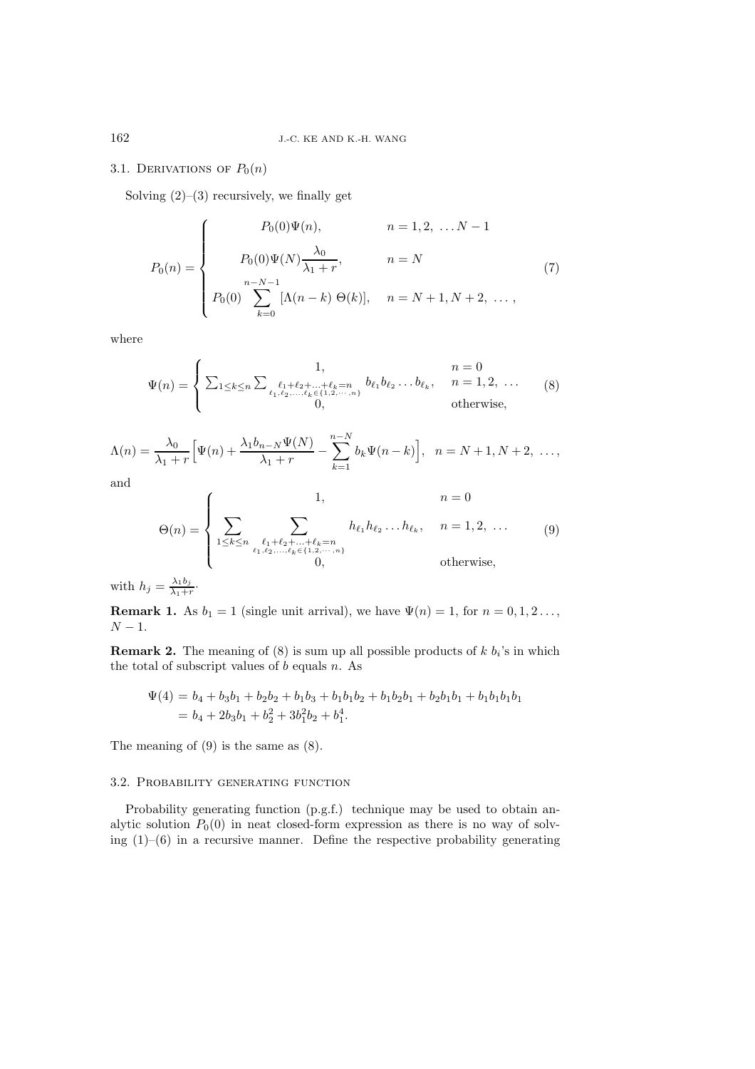### 3.1. Derivations of $P_0(n)$

Solving (2)–(3) recursively, we finally get

$$P_0(n) = \begin{cases} P_0(0)\Psi(n), & n = 1, 2, \dots N-1 \\ P_0(0)\Psi(N)\dfrac{\lambda_0}{\lambda_1 + r}, & n = N \\ P_0(0) \displaystyle\sum_{k=0}^{n-N-1} [\Lambda(n-k)\ \Theta(k)], & n = N+1, N+2, \dots, \end{cases} \tag{7}$$

where

$$\Psi(n) = \begin{cases} 1, & n = 0 \\ \sum_{1 \le k \le n} \sum_{\substack{\ell_1 + \ell_2 + \ldots + \ell_k = n \\ \ell_1, \ell_2, \ldots, \ell_k \in \{1, 2, \cdots, n\}}} b_{\ell_1} b_{\ell_2} \ldots b_{\ell_k}, & n = 1, 2, \dots \\ 0, & \text{otherwise}, \end{cases} \tag{8}$$

$$\Lambda(n) = \frac{\lambda_0}{\lambda_1 + r}\Big[\Psi(n) + \frac{\lambda_1 b_{n-N}\Psi(N)}{\lambda_1 + r} - \sum_{k=1}^{n-N} b_k \Psi(n-k)\Big], \quad n = N+1, N+2, \dots,$$

and

$$\Theta(n) = \begin{cases} 1, & n = 0 \\ \displaystyle\sum_{1 \le k \le n} \sum_{\substack{\ell_1 + \ell_2 + \ldots + \ell_k = n \\ \ell_1, \ell_2, \ldots, \ell_k \in \{1, 2, \cdots, n\}}} h_{\ell_1} h_{\ell_2} \ldots h_{\ell_k}, & n = 1, 2, \dots \\ 0, & \text{otherwise}, \end{cases} \tag{9}$$

with $h_j = \frac{\lambda_1 b_j}{\lambda_1 + r}$.

**Remark 1.** As $b_1 = 1$ (single unit arrival), we have $\Psi(n) = 1$, for $n = 0, 1, 2 \dots$, $N-1$.

**Remark 2.** The meaning of (8) is sum up all possible products of $k$ $b_i$'s in which the total of subscript values of $b$ equals $n$. As

$$\begin{aligned} \Psi(4) &= b_4 + b_3 b_1 + b_2 b_2 + b_1 b_3 + b_1 b_1 b_2 + b_1 b_2 b_1 + b_2 b_1 b_1 + b_1 b_1 b_1 b_1 \\ &= b_4 + 2 b_3 b_1 + b_2^2 + 3 b_1^2 b_2 + b_1^4. \end{aligned}$$

The meaning of (9) is the same as (8).

### 3.2. Probability generating function

Probability generating function (p.g.f.) technique may be used to obtain analytic solution $P_0(0)$ in neat closed-form expression as there is no way of solving (1)–(6) in a recursive manner. Define the respective probability generating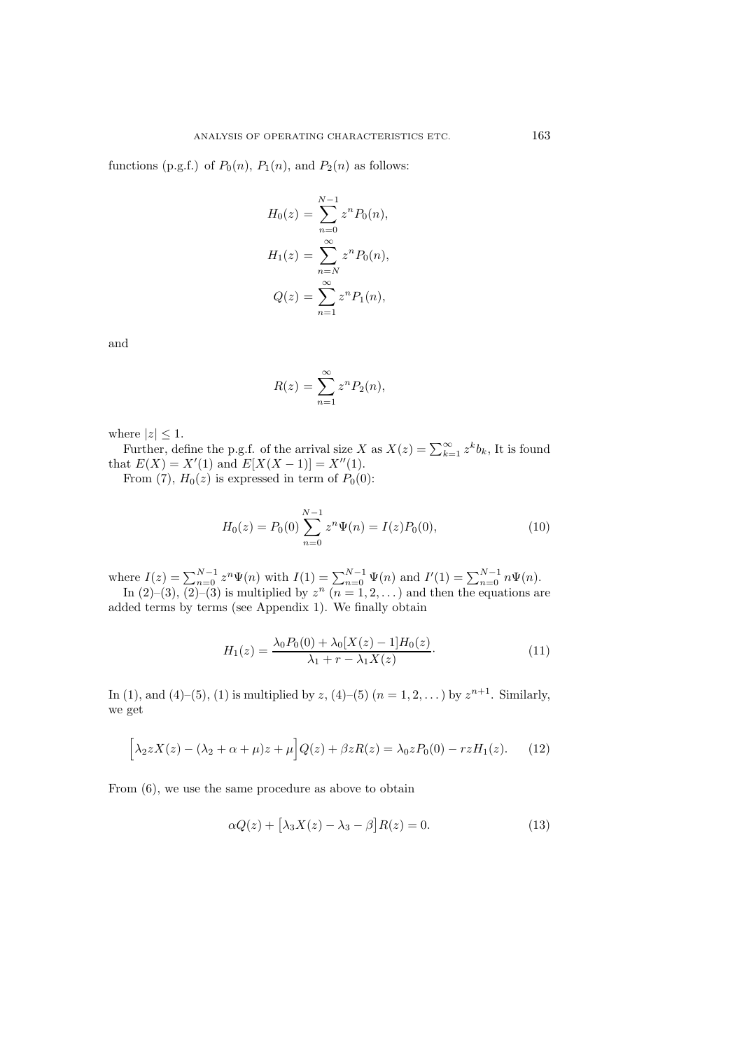functions (p.g.f.) of $P_0(n)$, $P_1(n)$, and $P_2(n)$ as follows:

$$H_0(z) = \sum_{n=0}^{N-1} z^n P_0(n),$$

$$H_1(z) = \sum_{n=N}^{\infty} z^n P_0(n),$$

$$Q(z) = \sum_{n=1}^{\infty} z^n P_1(n),$$

and

$$R(z) = \sum_{n=1}^{\infty} z^n P_2(n),$$

where $|z| \leq 1$.

Further, define the p.g.f. of the arrival size $X$ as $X(z) = \sum_{k=1}^{\infty} z^k b_k$, It is found that $E(X) = X'(1)$ and $E[X(X-1)] = X''(1)$.

From (7), $H_0(z)$ is expressed in term of $P_0(0)$:

$$H_0(z) = P_0(0) \sum_{n=0}^{N-1} z^n \Psi(n) = I(z) P_0(0), \tag{10}$$

where $I(z) = \sum_{n=0}^{N-1} z^n \Psi(n)$ with $I(1) = \sum_{n=0}^{N-1} \Psi(n)$ and $I'(1) = \sum_{n=0}^{N-1} n\Psi(n)$.

In (2)–(3), (2)–(3) is multiplied by $z^n$ $(n = 1, 2, \dots)$ and then the equations are added terms by terms (see Appendix 1). We finally obtain

$$H_1(z) = \frac{\lambda_0 P_0(0) + \lambda_0 [X(z) - 1] H_0(z)}{\lambda_1 + r - \lambda_1 X(z)}. \tag{11}$$

In (1), and (4)–(5), (1) is multiplied by $z$, (4)–(5) $(n = 1, 2, \dots)$ by $z^{n+1}$. Similarly, we get

$$\Big[\lambda_2 z X(z) - (\lambda_2 + \alpha + \mu) z + \mu\Big] Q(z) + \beta z R(z) = \lambda_0 z P_0(0) - r z H_1(z). \tag{12}$$

From (6), we use the same procedure as above to obtain

$$\alpha Q(z) + \big[\lambda_3 X(z) - \lambda_3 - \beta\big] R(z) = 0. \tag{13}$$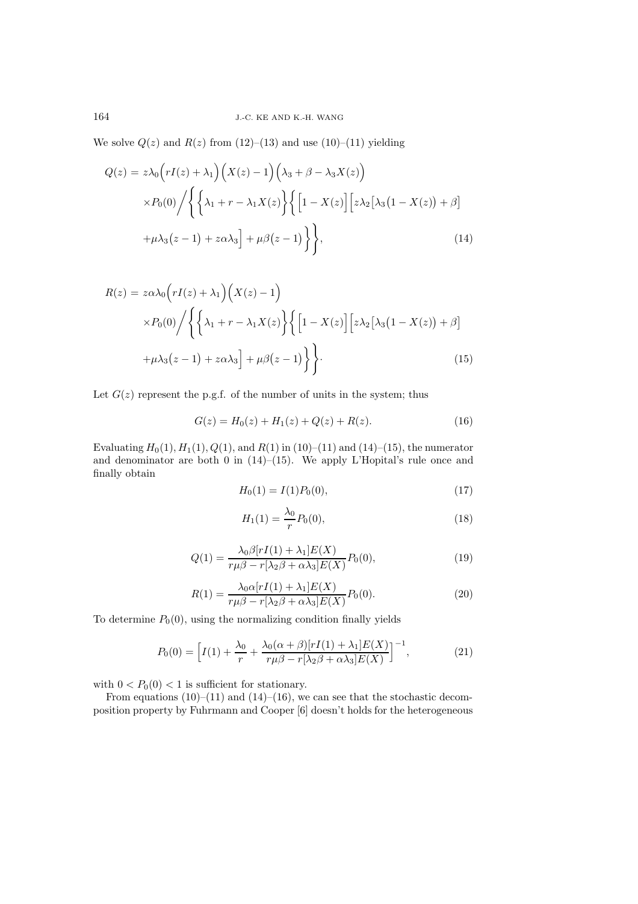We solve $Q(z)$ and $R(z)$ from (12)–(13) and use (10)–(11) yielding

$$
\begin{aligned}
Q(z) = {} & z\lambda_0\Big(rI(z)+\lambda_1\Big)\Big(X(z)-1\Big)\Big(\lambda_3+\beta-\lambda_3X(z)\Big) \\
& \times P_0(0)\Bigg/\Bigg\{\Big\{\lambda_1+r-\lambda_1X(z)\Big\}\Big\{\Big[1-X(z)\Big]\Big[z\lambda_2\big[\lambda_3\big(1-X(z)\big)+\beta\big] \\
& +\mu\lambda_3\big(z-1\big)+z\alpha\lambda_3\Big]+\mu\beta\big(z-1\big)\Big\}\Bigg\},
\end{aligned} \tag{14}
$$

$$
\begin{aligned}
R(z) = {} & z\alpha\lambda_0\Big(rI(z)+\lambda_1\Big)\Big(X(z)-1\Big) \\
& \times P_0(0)\Bigg/\Bigg\{\Big\{\lambda_1+r-\lambda_1X(z)\Big\}\Big\{\Big[1-X(z)\Big]\Big[z\lambda_2\big[\lambda_3\big(1-X(z)\big)+\beta\big] \\
& +\mu\lambda_3\big(z-1\big)+z\alpha\lambda_3\Big]+\mu\beta\big(z-1\big)\Big\}\Bigg\}.
\end{aligned} \tag{15}
$$

Let $G(z)$ represent the p.g.f. of the number of units in the system; thus

$$
G(z) = H_0(z) + H_1(z) + Q(z) + R(z). \tag{16}
$$

Evaluating $H_0(1), H_1(1), Q(1)$, and $R(1)$ in (10)–(11) and (14)–(15), the numerator and denominator are both 0 in (14)–(15). We apply L'Hopital's rule once and finally obtain

$$
H_0(1) = I(1)P_0(0), \tag{17}
$$

$$
H_1(1) = \frac{\lambda_0}{r}P_0(0), \tag{18}
$$

$$
Q(1) = \frac{\lambda_0\beta[rI(1)+\lambda_1]E(X)}{r\mu\beta - r[\lambda_2\beta+\alpha\lambda_3]E(X)}P_0(0), \tag{19}
$$

$$
R(1) = \frac{\lambda_0\alpha[rI(1)+\lambda_1]E(X)}{r\mu\beta - r[\lambda_2\beta+\alpha\lambda_3]E(X)}P_0(0). \tag{20}
$$

To determine $P_0(0)$, using the normalizing condition finally yields

$$
P_0(0) = \Big[I(1) + \frac{\lambda_0}{r} + \frac{\lambda_0(\alpha+\beta)[rI(1)+\lambda_1]E(X)}{r\mu\beta - r[\lambda_2\beta+\alpha\lambda_3]E(X)}\Big]^{-1}, \tag{21}
$$

with $0 < P_0(0) < 1$ is sufficient for stationary.

From equations (10)–(11) and (14)–(16), we can see that the stochastic decomposition property by Fuhrmann and Cooper [6] doesn't holds for the heterogeneous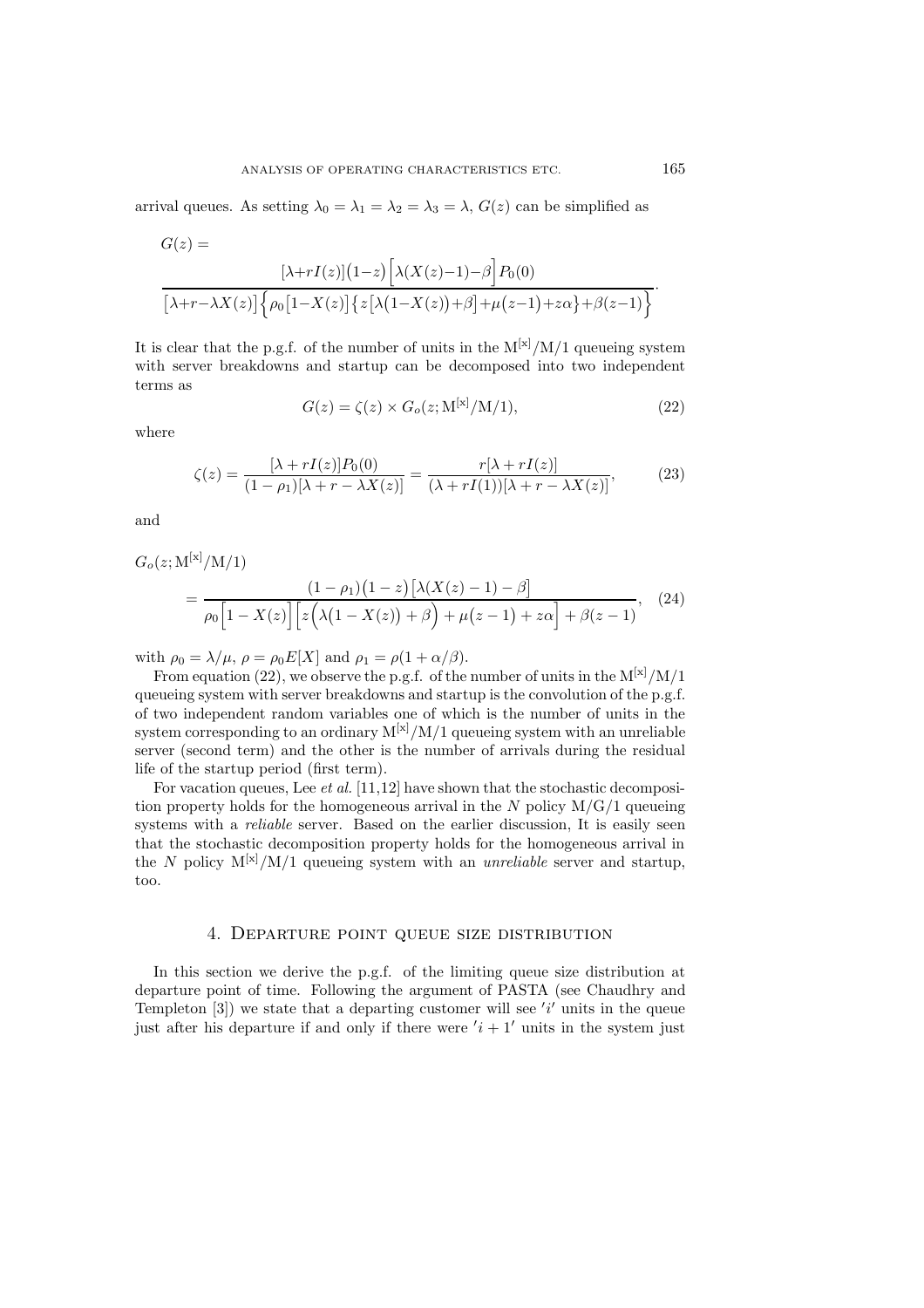arrival queues. As setting $\lambda_0 = \lambda_1 = \lambda_2 = \lambda_3 = \lambda$, $G(z)$ can be simplified as

$$G(z) = \frac{[\lambda+rI(z)](1-z)\Big[\lambda(X(z)-1)-\beta\Big]P_0(0)}{\big[\lambda+r-\lambda X(z)\big]\Big\{\rho_0\big[1-X(z)\big]\big\{z\big[\lambda\big(1-X(z)\big)+\beta\big]+\mu\big(z-1\big)+z\alpha\big\}+\beta(z-1)\Big\}}.$$

It is clear that the p.g.f. of the number of units in the $\mathrm{M}^{[\mathrm{x}]}/\mathrm{M}/1$ queueing system with server breakdowns and startup can be decomposed into two independent terms as

$$G(z) = \zeta(z) \times G_o(z; \mathrm{M}^{[\mathrm{x}]}/\mathrm{M}/1), \tag{22}$$

where

$$\zeta(z) = \frac{[\lambda + rI(z)]P_0(0)}{(1-\rho_1)[\lambda + r - \lambda X(z)]} = \frac{r[\lambda + rI(z)]}{(\lambda + rI(1))[\lambda + r - \lambda X(z)]}, \tag{23}$$

and

$$G_o(z; \mathrm{M}^{[\mathrm{x}]}/\mathrm{M}/1) = \frac{(1-\rho_1)\big(1-z\big)\big[\lambda(X(z)-1)-\beta\big]}{\rho_0\Big[1-X(z)\Big]\Big[z\Big(\lambda\big(1-X(z)\big)+\beta\Big)+\mu\big(z-1\big)+z\alpha\Big]+\beta(z-1)}, \tag{24}$$

with $\rho_0 = \lambda/\mu$, $\rho = \rho_0 E[X]$ and $\rho_1 = \rho(1+\alpha/\beta)$.

From equation (22), we observe the p.g.f. of the number of units in the $\mathrm{M}^{[\mathrm{x}]}/\mathrm{M}/1$ queueing system with server breakdowns and startup is the convolution of the p.g.f. of two independent random variables one of which is the number of units in the system corresponding to an ordinary $\mathrm{M}^{[\mathrm{x}]}/\mathrm{M}/1$ queueing system with an unreliable server (second term) and the other is the number of arrivals during the residual life of the startup period (first term).

For vacation queues, Lee *et al.* [11,12] have shown that the stochastic decomposition property holds for the homogeneous arrival in the $N$ policy M/G/1 queueing systems with a *reliable* server. Based on the earlier discussion, It is easily seen that the stochastic decomposition property holds for the homogeneous arrival in the $N$ policy $\mathrm{M}^{[\mathrm{x}]}/\mathrm{M}/1$ queueing system with an *unreliable* server and startup, too.

## 4. Departure point queue size distribution

In this section we derive the p.g.f. of the limiting queue size distribution at departure point of time. Following the argument of PASTA (see Chaudhry and Templeton [3]) we state that a departing customer will see $'i'$ units in the queue just after his departure if and only if there were $'i+1'$ units in the system just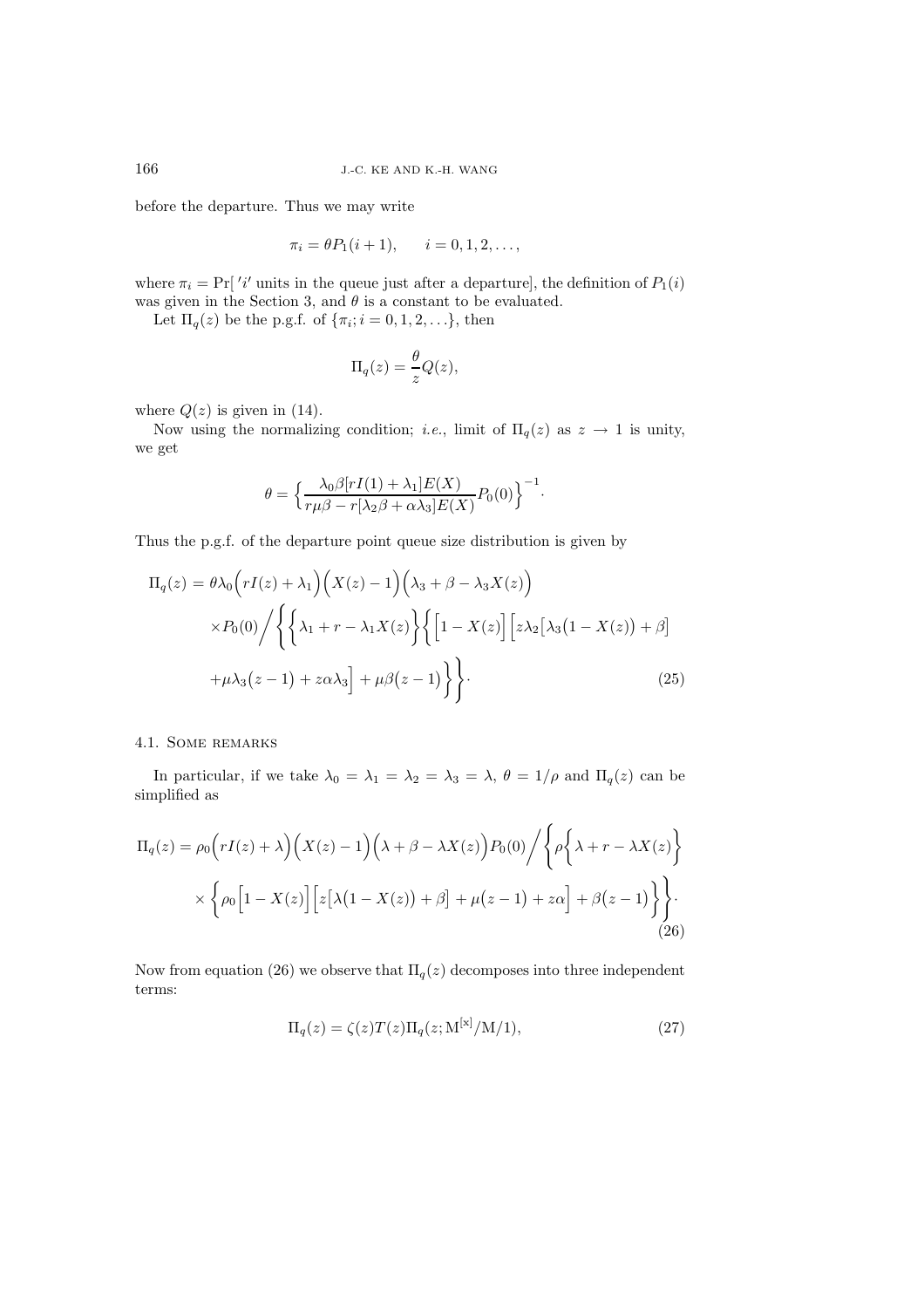before the departure. Thus we may write

$$\pi_i = \theta P_1(i+1), \qquad i = 0, 1, 2, \ldots,$$

where $\pi_i = \Pr[\,'i'$ units in the queue just after a departure], the definition of $P_1(i)$ was given in the Section 3, and $\theta$ is a constant to be evaluated.

Let $\Pi_q(z)$ be the p.g.f. of $\{\pi_i; i = 0, 1, 2, \ldots\}$, then

$$\Pi_q(z) = \frac{\theta}{z} Q(z),$$

where $Q(z)$ is given in (14).

Now using the normalizing condition; *i.e.*, limit of $\Pi_q(z)$ as $z \to 1$ is unity, we get

$$\theta = \Big\{ \frac{\lambda_0 \beta [rI(1) + \lambda_1] E(X)}{r\mu\beta - r[\lambda_2 \beta + \alpha \lambda_3] E(X)} P_0(0) \Big\}^{-1}.$$

Thus the p.g.f. of the departure point queue size distribution is given by

$$\begin{aligned}
\Pi_q(z) = \theta \lambda_0 \Big( rI(z) + \lambda_1 \Big) \Big( X(z) - 1 \Big) \Big( \lambda_3 + \beta - \lambda_3 X(z) \Big) \\
\times P_0(0) \Bigg/ \Bigg\{ \Big\{ \lambda_1 + r - \lambda_1 X(z) \Big\} \Big\{ \Big[ 1 - X(z) \Big] \Big[ z\lambda_2 \big[ \lambda_3 \big( 1 - X(z) \big) + \beta \big] \\
+ \mu \lambda_3 \big( z - 1 \big) + z\alpha\lambda_3 \Big] + \mu\beta \big( z - 1 \big) \Big\} \Bigg\}. \qquad (25)
\end{aligned}$$

### 4.1. Some remarks

In particular, if we take $\lambda_0 = \lambda_1 = \lambda_2 = \lambda_3 = \lambda$, $\theta = 1/\rho$ and $\Pi_q(z)$ can be simplified as

$$\begin{aligned}
\Pi_q(z) = \rho_0 \Big( rI(z) + \lambda \Big) \Big( X(z) - 1 \Big) \Big( \lambda + \beta - \lambda X(z) \Big) P_0(0) \Bigg/ \Bigg\{ \rho \Big\{ \lambda + r - \lambda X(z) \Big\} \\
\times \Big\{ \rho_0 \Big[ 1 - X(z) \Big] \Big[ z \big[ \lambda \big( 1 - X(z) \big) + \beta \big] + \mu \big( z - 1 \big) + z\alpha \Big] + \beta \big( z - 1 \big) \Big\} \Bigg\}. \qquad (26)
\end{aligned}$$

Now from equation (26) we observe that $\Pi_q(z)$ decomposes into three independent terms:

$$\Pi_q(z) = \zeta(z) T(z) \Pi_q(z; \mathrm{M}^{[\mathrm{x}]}/\mathrm{M}/1), \qquad (27)$$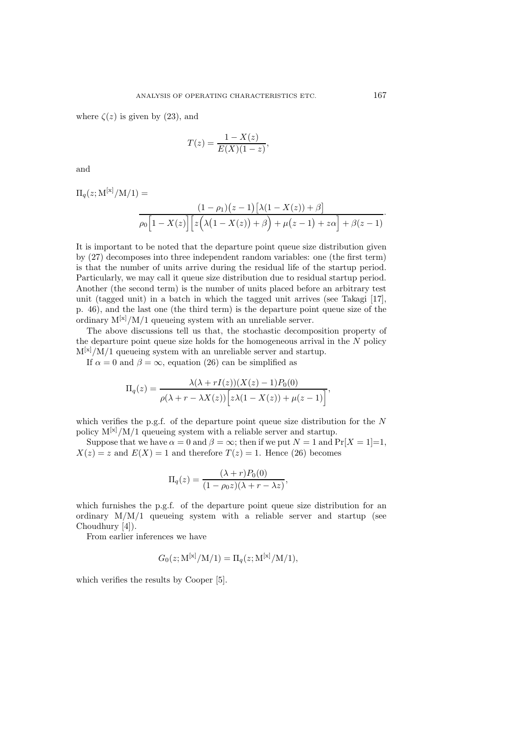where $\zeta(z)$ is given by (23), and

$$T(z) = \frac{1 - X(z)}{E(X)(1 - z)},$$

and

$$\Pi_q(z; \mathrm{M}^{[\mathrm{x}]}/\mathrm{M}/1) = \frac{(1-\rho_1)\big(z-1\big)\big[\lambda(1-X(z))+\beta\big]}{\rho_0\Big[1-X(z)\Big]\Big[z\Big(\lambda\big(1-X(z)\big)+\beta\Big)+\mu\big(z-1\big)+z\alpha\Big]+\beta(z-1)}.$$

It is important to be noted that the departure point queue size distribution given by (27) decomposes into three independent random variables: one (the first term) is that the number of units arrive during the residual life of the startup period. Particularly, we may call it queue size distribution due to residual startup period. Another (the second term) is the number of units placed before an arbitrary test unit (tagged unit) in a batch in which the tagged unit arrives (see Takagi [17], p. 46), and the last one (the third term) is the departure point queue size of the ordinary $\mathrm{M}^{[\mathrm{x}]}/\mathrm{M}/1$ queueing system with an unreliable server.

The above discussions tell us that, the stochastic decomposition property of the departure point queue size holds for the homogeneous arrival in the $N$ policy $\mathrm{M}^{[\mathrm{x}]}/\mathrm{M}/1$ queueing system with an unreliable server and startup.

If $\alpha = 0$ and $\beta = \infty$, equation (26) can be simplified as

$$\Pi_q(z) = \frac{\lambda(\lambda + rI(z))(X(z)-1)P_0(0)}{\rho(\lambda + r - \lambda X(z))\Big[z\lambda(1-X(z)) + \mu(z-1)\Big]},$$

which verifies the p.g.f. of the departure point queue size distribution for the $N$ policy $\mathrm{M}^{[\mathrm{x}]}/\mathrm{M}/1$ queueing system with a reliable server and startup.

Suppose that we have $\alpha = 0$ and $\beta = \infty$; then if we put $N = 1$ and $\Pr[X = 1]=1$, $X(z) = z$ and $E(X) = 1$ and therefore $T(z) = 1$. Hence (26) becomes

$$\Pi_q(z) = \frac{(\lambda + r)P_0(0)}{(1 - \rho_0 z)(\lambda + r - \lambda z)},$$

which furnishes the p.g.f. of the departure point queue size distribution for an ordinary M/M/1 queueing system with a reliable server and startup (see Choudhury [4]).

From earlier inferences we have

$$G_0(z; \mathrm{M}^{[\mathrm{x}]}/\mathrm{M}/1) = \Pi_q(z; \mathrm{M}^{[\mathrm{x}]}/\mathrm{M}/1),$$

which verifies the results by Cooper [5].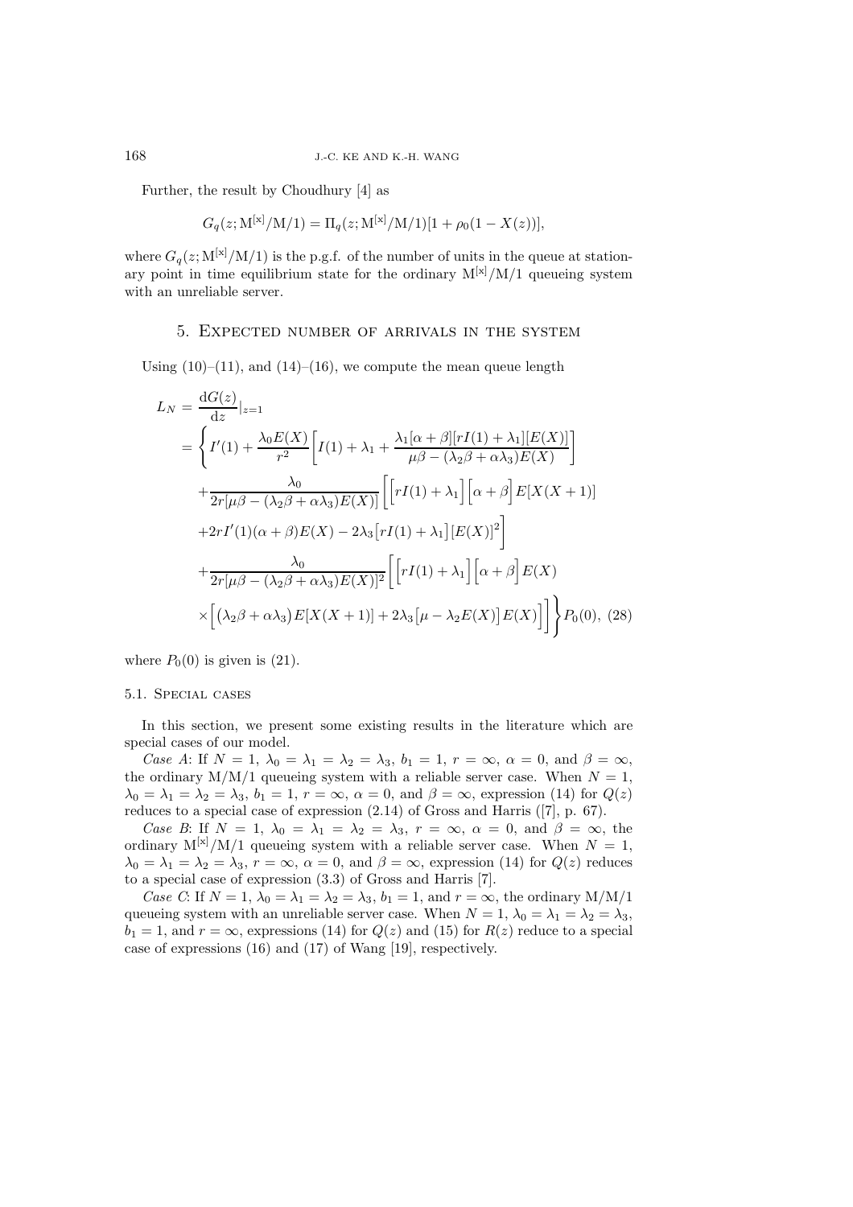Further, the result by Choudhury [4] as

$$G_q(z; \mathrm{M}^{[\mathrm{x}]}/\mathrm{M}/1) = \Pi_q(z; \mathrm{M}^{[\mathrm{x}]}/\mathrm{M}/1)[1 + \rho_0(1 - X(z))],$$

where $G_q(z; \mathrm{M}^{[\mathrm{x}]}/\mathrm{M}/1)$ is the p.g.f. of the number of units in the queue at stationary point in time equilibrium state for the ordinary $\mathrm{M}^{[\mathrm{x}]}/\mathrm{M}/1$ queueing system with an unreliable server.

## 5. Expected number of arrivals in the system

Using (10)–(11), and (14)–(16), we compute the mean queue length

$$\begin{aligned}
L_N &= \frac{\mathrm{d}G(z)}{\mathrm{d}z}|_{z=1} \\
&= \Bigg\{ I'(1) + \frac{\lambda_0 E(X)}{r^2}\left[ I(1) + \lambda_1 + \frac{\lambda_1[\alpha+\beta][rI(1)+\lambda_1][E(X)]}{\mu\beta - (\lambda_2\beta + \alpha\lambda_3)E(X)} \right] \\
&\quad + \frac{\lambda_0}{2r[\mu\beta - (\lambda_2\beta + \alpha\lambda_3)E(X)]}\bigg[ \Big[ rI(1) + \lambda_1 \Big] \Big[ \alpha + \beta \Big] E[X(X+1)] \\
&\quad + 2rI'(1)(\alpha+\beta)E(X) - 2\lambda_3\big[ rI(1) + \lambda_1 \big][E(X)]^2 \bigg] \\
&\quad + \frac{\lambda_0}{2r[\mu\beta - (\lambda_2\beta + \alpha\lambda_3)E(X)]^2}\bigg[ \Big[ rI(1) + \lambda_1 \Big] \Big[ \alpha + \beta \Big] E(X) \\
&\quad \times \Big[ \big( \lambda_2\beta + \alpha\lambda_3 \big) E[X(X+1)] + 2\lambda_3\big[ \mu - \lambda_2 E(X) \big] E(X) \Big] \bigg] \Bigg\} P_0(0), \quad (28)
\end{aligned}$$

where $P_0(0)$ is given is (21).

### 5.1. Special cases

In this section, we present some existing results in the literature which are special cases of our model.

*Case A*: If $N = 1$, $\lambda_0 = \lambda_1 = \lambda_2 = \lambda_3$, $b_1 = 1$, $r = \infty$, $\alpha = 0$, and $\beta = \infty$, the ordinary M/M/1 queueing system with a reliable server case. When $N = 1$, $\lambda_0 = \lambda_1 = \lambda_2 = \lambda_3$, $b_1 = 1$, $r = \infty$, $\alpha = 0$, and $\beta = \infty$, expression (14) for $Q(z)$ reduces to a special case of expression (2.14) of Gross and Harris ([7], p. 67).

*Case B*: If $N = 1$, $\lambda_0 = \lambda_1 = \lambda_2 = \lambda_3$, $r = \infty$, $\alpha = 0$, and $\beta = \infty$, the ordinary $\mathrm{M}^{[\mathrm{x}]}/\mathrm{M}/1$ queueing system with a reliable server case. When $N = 1$, $\lambda_0 = \lambda_1 = \lambda_2 = \lambda_3$, $r = \infty$, $\alpha = 0$, and $\beta = \infty$, expression (14) for $Q(z)$ reduces to a special case of expression (3.3) of Gross and Harris [7].

*Case C*: If $N = 1$, $\lambda_0 = \lambda_1 = \lambda_2 = \lambda_3$, $b_1 = 1$, and $r = \infty$, the ordinary M/M/1 queueing system with an unreliable server case. When $N = 1$, $\lambda_0 = \lambda_1 = \lambda_2 = \lambda_3$, $b_1 = 1$, and $r = \infty$, expressions (14) for $Q(z)$ and (15) for $R(z)$ reduce to a special case of expressions (16) and (17) of Wang [19], respectively.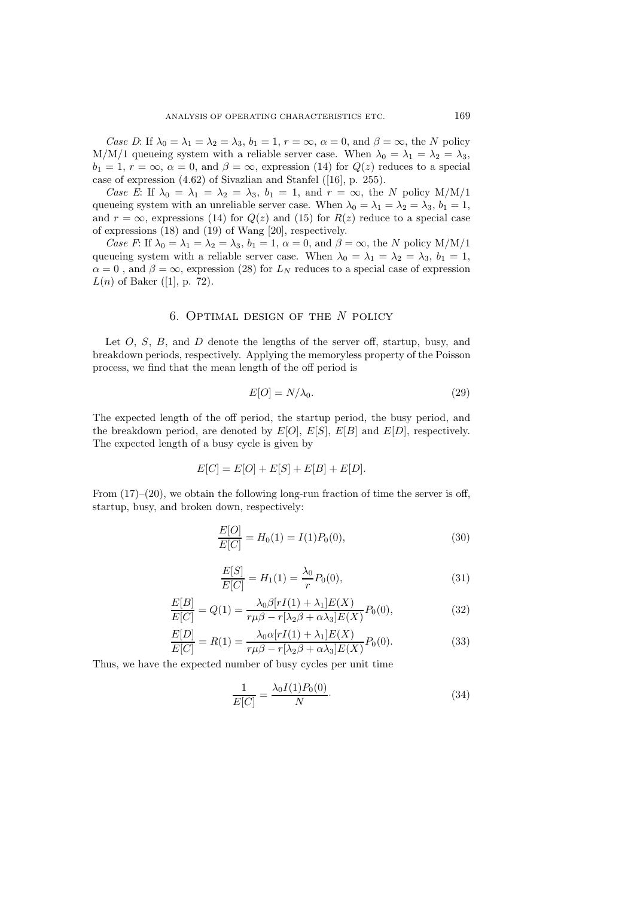*Case D*: If $\lambda_0 = \lambda_1 = \lambda_2 = \lambda_3$, $b_1 = 1$, $r = \infty$, $\alpha = 0$, and $\beta = \infty$, the $N$ policy M/M/1 queueing system with a reliable server case. When $\lambda_0 = \lambda_1 = \lambda_2 = \lambda_3$, $b_1 = 1$, $r = \infty$, $\alpha = 0$, and $\beta = \infty$, expression (14) for $Q(z)$ reduces to a special case of expression (4.62) of Sivazlian and Stanfel ([16], p. 255).

*Case E*: If $\lambda_0 = \lambda_1 = \lambda_2 = \lambda_3$, $b_1 = 1$, and $r = \infty$, the $N$ policy M/M/1 queueing system with an unreliable server case. When $\lambda_0 = \lambda_1 = \lambda_2 = \lambda_3$, $b_1 = 1$, and $r = \infty$, expressions (14) for $Q(z)$ and (15) for $R(z)$ reduce to a special case of expressions (18) and (19) of Wang [20], respectively.

*Case F*: If $\lambda_0 = \lambda_1 = \lambda_2 = \lambda_3$, $b_1 = 1$, $\alpha = 0$, and $\beta = \infty$, the $N$ policy M/M/1 queueing system with a reliable server case. When $\lambda_0 = \lambda_1 = \lambda_2 = \lambda_3$, $b_1 = 1$, $\alpha = 0$ , and $\beta = \infty$, expression (28) for $L_N$ reduces to a special case of expression $L(n)$ of Baker ([1], p. 72).

## 6. Optimal design of the $N$ policy

Let $O$, $S$, $B$, and $D$ denote the lengths of the server off, startup, busy, and breakdown periods, respectively. Applying the memoryless property of the Poisson process, we find that the mean length of the off period is

$$E[O] = N/\lambda_0. \tag{29}$$

The expected length of the off period, the startup period, the busy period, and the breakdown period, are denoted by $E[O]$, $E[S]$, $E[B]$ and $E[D]$, respectively. The expected length of a busy cycle is given by

$$E[C] = E[O] + E[S] + E[B] + E[D].$$

From (17)–(20), we obtain the following long-run fraction of time the server is off, startup, busy, and broken down, respectively:

$$\frac{E[O]}{E[C]} = H_0(1) = I(1)P_0(0), \tag{30}$$

$$\frac{E[S]}{E[C]} = H_1(1) = \frac{\lambda_0}{r}P_0(0), \tag{31}$$

$$\frac{E[B]}{E[C]} = Q(1) = \frac{\lambda_0\beta[rI(1) + \lambda_1]E(X)}{r\mu\beta - r[\lambda_2\beta + \alpha\lambda_3]E(X)}P_0(0), \tag{32}$$

$$\frac{E[D]}{E[C]} = R(1) = \frac{\lambda_0\alpha[rI(1) + \lambda_1]E(X)}{r\mu\beta - r[\lambda_2\beta + \alpha\lambda_3]E(X)}P_0(0). \tag{33}$$

Thus, we have the expected number of busy cycles per unit time

$$\frac{1}{E[C]} = \frac{\lambda_0 I(1)P_0(0)}{N}. \tag{34}$$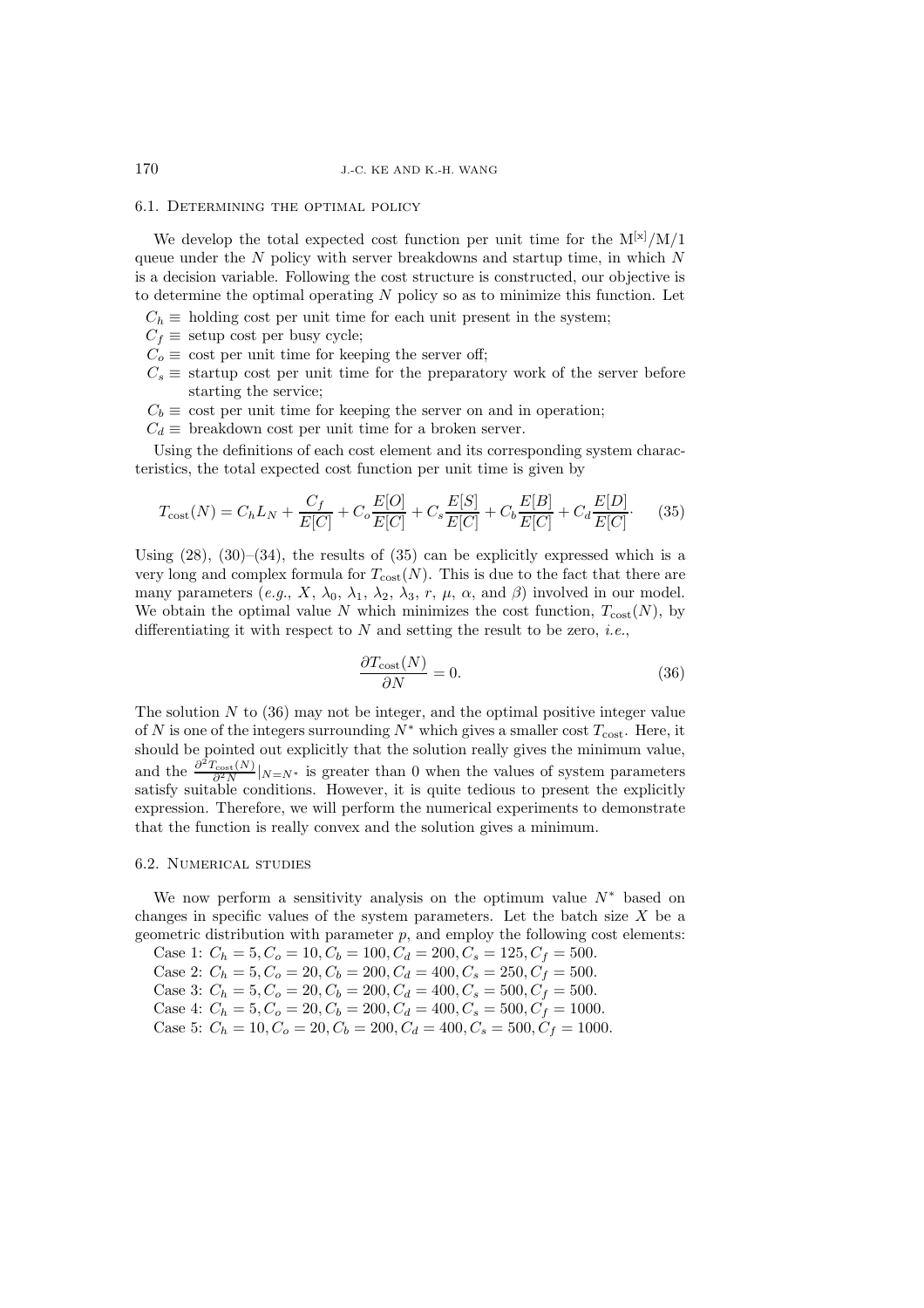### 6.1. Determining the optimal policy

We develop the total expected cost function per unit time for the $M^{[x]}/M/1$ queue under the $N$ policy with server breakdowns and startup time, in which $N$ is a decision variable. Following the cost structure is constructed, our objective is to determine the optimal operating $N$ policy so as to minimize this function. Let

$C_h \equiv$ holding cost per unit time for each unit present in the system;
$C_f \equiv$ setup cost per busy cycle;
$C_o \equiv$ cost per unit time for keeping the server off;
$C_s \equiv$ startup cost per unit time for the preparatory work of the server before starting the service;
$C_b \equiv$ cost per unit time for keeping the server on and in operation;
$C_d \equiv$ breakdown cost per unit time for a broken server.

Using the definitions of each cost element and its corresponding system characteristics, the total expected cost function per unit time is given by

$$T_{\text{cost}}(N) = C_h L_N + \frac{C_f}{E[C]} + C_o \frac{E[O]}{E[C]} + C_s \frac{E[S]}{E[C]} + C_b \frac{E[B]}{E[C]} + C_d \frac{E[D]}{E[C]}. \tag{35}$$

Using (28), (30)–(34), the results of (35) can be explicitly expressed which is a very long and complex formula for $T_{\text{cost}}(N)$. This is due to the fact that there are many parameters (*e.g.*, $X$, $\lambda_0$, $\lambda_1$, $\lambda_2$, $\lambda_3$, $r$, $\mu$, $\alpha$, and $\beta$) involved in our model. We obtain the optimal value $N$ which minimizes the cost function, $T_{\text{cost}}(N)$, by differentiating it with respect to $N$ and setting the result to be zero, *i.e.*,

$$\frac{\partial T_{\text{cost}}(N)}{\partial N} = 0. \tag{36}$$

The solution $N$ to (36) may not be integer, and the optimal positive integer value of $N$ is one of the integers surrounding $N^*$ which gives a smaller cost $T_{\text{cost}}$. Here, it should be pointed out explicitly that the solution really gives the minimum value, and the $\frac{\partial^2 T_{\text{cost}}(N)}{\partial^2 N}|_{N=N^*}$ is greater than 0 when the values of system parameters satisfy suitable conditions. However, it is quite tedious to present the explicitly expression. Therefore, we will perform the numerical experiments to demonstrate that the function is really convex and the solution gives a minimum.

### 6.2. Numerical studies

We now perform a sensitivity analysis on the optimum value $N^*$ based on changes in specific values of the system parameters. Let the batch size $X$ be a geometric distribution with parameter $p$, and employ the following cost elements:

Case 1: $C_h = 5, C_o = 10, C_b = 100, C_d = 200, C_s = 125, C_f = 500$.
Case 2: $C_h = 5, C_o = 20, C_b = 200, C_d = 400, C_s = 250, C_f = 500$.
Case 3: $C_h = 5, C_o = 20, C_b = 200, C_d = 400, C_s = 500, C_f = 500$.
Case 4: $C_h = 5, C_o = 20, C_b = 200, C_d = 400, C_s = 500, C_f = 1000$.
Case 5: $C_h = 10, C_o = 20, C_b = 200, C_d = 400, C_s = 500, C_f = 1000$.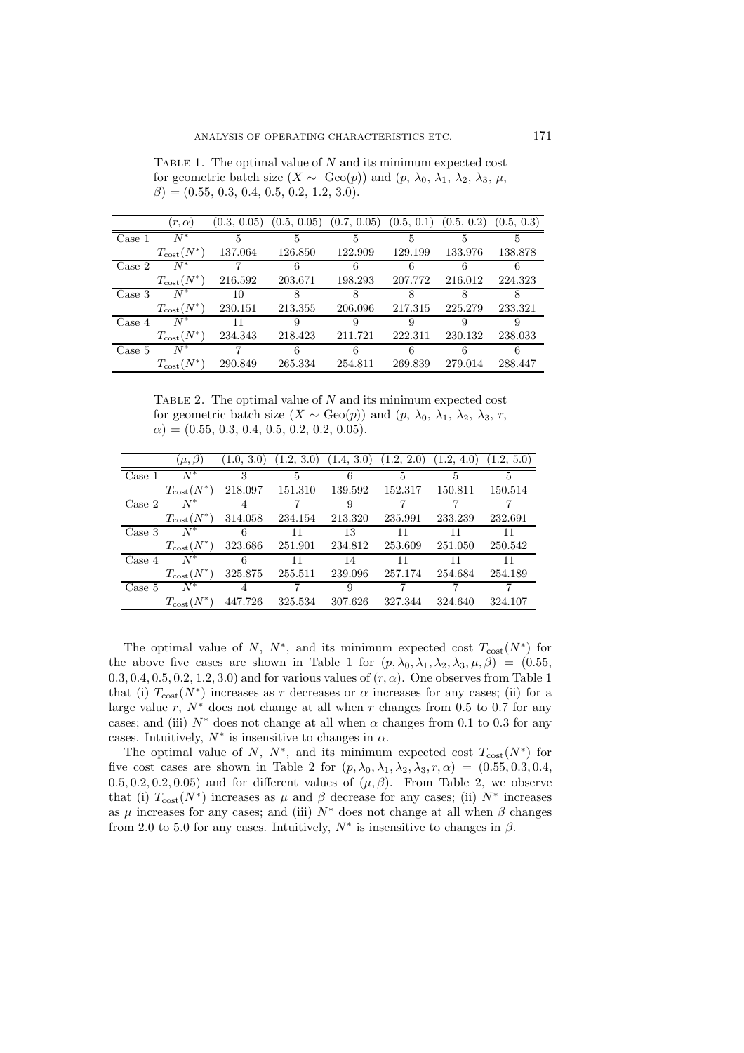Table 1. The optimal value of $N$ and its minimum expected cost for geometric batch size ($X \sim$ Geo($p$)) and ($p$, $\lambda_0$, $\lambda_1$, $\lambda_2$, $\lambda_3$, $\mu$, $\beta$) = (0.55, 0.3, 0.4, 0.5, 0.2, 1.2, 3.0).

| | $(r, \alpha)$ | (0.3, 0.05) | (0.5, 0.05) | (0.7, 0.05) | (0.5, 0.1) | (0.5, 0.2) | (0.5, 0.3) |
|---|---|---|---|---|---|---|---|
| Case 1 | $N^*$ | 5 | 5 | 5 | 5 | 5 | 5 |
| | $T_{\text{cost}}(N^*)$ | 137.064 | 126.850 | 122.909 | 129.199 | 133.976 | 138.878 |
| Case 2 | $N^*$ | 7 | 6 | 6 | 6 | 6 | 6 |
| | $T_{\text{cost}}(N^*)$ | 216.592 | 203.671 | 198.293 | 207.772 | 216.012 | 224.323 |
| Case 3 | $N^*$ | 10 | 8 | 8 | 8 | 8 | 8 |
| | $T_{\text{cost}}(N^*)$ | 230.151 | 213.355 | 206.096 | 217.315 | 225.279 | 233.321 |
| Case 4 | $N^*$ | 11 | 9 | 9 | 9 | 9 | 9 |
| | $T_{\text{cost}}(N^*)$ | 234.343 | 218.423 | 211.721 | 222.311 | 230.132 | 238.033 |
| Case 5 | $N^*$ | 7 | 6 | 6 | 6 | 6 | 6 |
| | $T_{\text{cost}}(N^*)$ | 290.849 | 265.334 | 254.811 | 269.839 | 279.014 | 288.447 |

Table 2. The optimal value of $N$ and its minimum expected cost for geometric batch size ($X \sim$ Geo($p$)) and ($p$, $\lambda_0$, $\lambda_1$, $\lambda_2$, $\lambda_3$, $r$, $\alpha$) = (0.55, 0.3, 0.4, 0.5, 0.2, 0.2, 0.05).

| | $(\mu, \beta)$ | (1.0, 3.0) | (1.2, 3.0) | (1.4, 3.0) | (1.2, 2.0) | (1.2, 4.0) | (1.2, 5.0) |
|---|---|---|---|---|---|---|---|
| Case 1 | $N^*$ | 3 | 5 | 6 | 5 | 5 | 5 |
| | $T_{\text{cost}}(N^*)$ | 218.097 | 151.310 | 139.592 | 152.317 | 150.811 | 150.514 |
| Case 2 | $N^*$ | 4 | 7 | 9 | 7 | 7 | 7 |
| | $T_{\text{cost}}(N^*)$ | 314.058 | 234.154 | 213.320 | 235.991 | 233.239 | 232.691 |
| Case 3 | $N^*$ | 6 | 11 | 13 | 11 | 11 | 11 |
| | $T_{\text{cost}}(N^*)$ | 323.686 | 251.901 | 234.812 | 253.609 | 251.050 | 250.542 |
| Case 4 | $N^*$ | 6 | 11 | 14 | 11 | 11 | 11 |
| | $T_{\text{cost}}(N^*)$ | 325.875 | 255.511 | 239.096 | 257.174 | 254.684 | 254.189 |
| Case 5 | $N^*$ | 4 | 7 | 9 | 7 | 7 | 7 |
| | $T_{\text{cost}}(N^*)$ | 447.726 | 325.534 | 307.626 | 327.344 | 324.640 | 324.107 |

The optimal value of $N$, $N^*$, and its minimum expected cost $T_{\text{cost}}(N^*)$ for the above five cases are shown in Table 1 for $(p, \lambda_0, \lambda_1, \lambda_2, \lambda_3, \mu, \beta) = (0.55, 0.3, 0.4, 0.5, 0.2, 1.2, 3.0)$ and for various values of $(r, \alpha)$. One observes from Table 1 that (i) $T_{\text{cost}}(N^*)$ increases as $r$ decreases or $\alpha$ increases for any cases; (ii) for a large value $r$, $N^*$ does not change at all when $r$ changes from 0.5 to 0.7 for any cases; and (iii) $N^*$ does not change at all when $\alpha$ changes from 0.1 to 0.3 for any cases. Intuitively, $N^*$ is insensitive to changes in $\alpha$.

The optimal value of $N$, $N^*$, and its minimum expected cost $T_{\text{cost}}(N^*)$ for five cost cases are shown in Table 2 for $(p, \lambda_0, \lambda_1, \lambda_2, \lambda_3, r, \alpha) = (0.55, 0.3, 0.4, 0.5, 0.2, 0.2, 0.05)$ and for different values of $(\mu, \beta)$. From Table 2, we observe that (i) $T_{\text{cost}}(N^*)$ increases as $\mu$ and $\beta$ decrease for any cases; (ii) $N^*$ increases as $\mu$ increases for any cases; and (iii) $N^*$ does not change at all when $\beta$ changes from 2.0 to 5.0 for any cases. Intuitively, $N^*$ is insensitive to changes in $\beta$.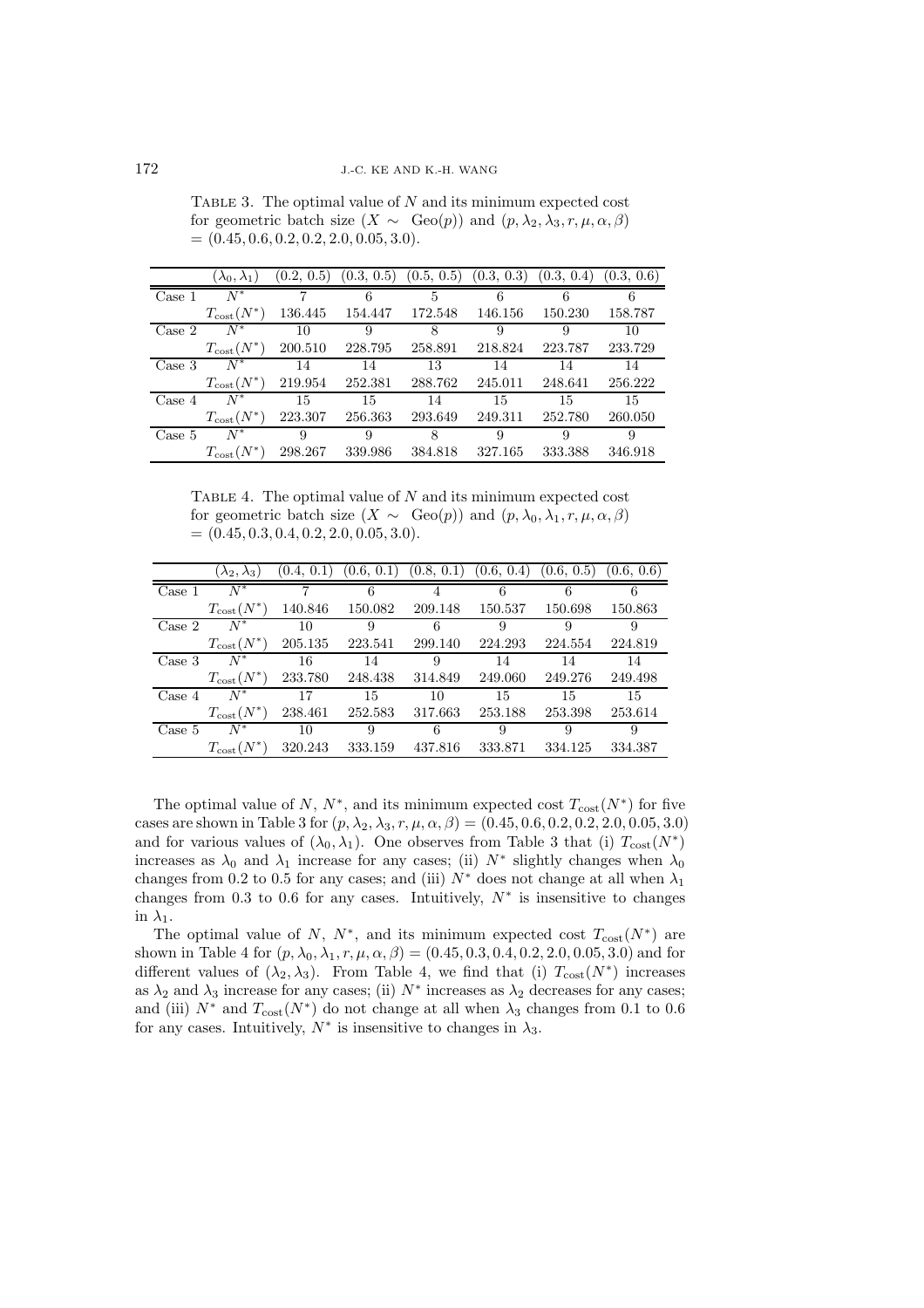Table 3. The optimal value of $N$ and its minimum expected cost for geometric batch size ($X \sim$ Geo($p$)) and $(p, \lambda_2, \lambda_3, r, \mu, \alpha, \beta) = (0.45, 0.6, 0.2, 0.2, 2.0, 0.05, 3.0)$.

| | $(\lambda_0, \lambda_1)$ | (0.2, 0.5) | (0.3, 0.5) | (0.5, 0.5) | (0.3, 0.3) | (0.3, 0.4) | (0.3, 0.6) |
|---|---|---|---|---|---|---|---|
| Case 1 | $N^*$ | 7 | 6 | 5 | 6 | 6 | 6 |
| | $T_{\text{cost}}(N^*)$ | 136.445 | 154.447 | 172.548 | 146.156 | 150.230 | 158.787 |
| Case 2 | $N^*$ | 10 | 9 | 8 | 9 | 9 | 10 |
| | $T_{\text{cost}}(N^*)$ | 200.510 | 228.795 | 258.891 | 218.824 | 223.787 | 233.729 |
| Case 3 | $N^*$ | 14 | 14 | 13 | 14 | 14 | 14 |
| | $T_{\text{cost}}(N^*)$ | 219.954 | 252.381 | 288.762 | 245.011 | 248.641 | 256.222 |
| Case 4 | $N^*$ | 15 | 15 | 14 | 15 | 15 | 15 |
| | $T_{\text{cost}}(N^*)$ | 223.307 | 256.363 | 293.649 | 249.311 | 252.780 | 260.050 |
| Case 5 | $N^*$ | 9 | 9 | 8 | 9 | 9 | 9 |
| | $T_{\text{cost}}(N^*)$ | 298.267 | 339.986 | 384.818 | 327.165 | 333.388 | 346.918 |

Table 4. The optimal value of $N$ and its minimum expected cost for geometric batch size ($X \sim$ Geo($p$)) and $(p, \lambda_0, \lambda_1, r, \mu, \alpha, \beta) = (0.45, 0.3, 0.4, 0.2, 2.0, 0.05, 3.0)$.

| | $(\lambda_2, \lambda_3)$ | (0.4, 0.1) | (0.6, 0.1) | (0.8, 0.1) | (0.6, 0.4) | (0.6, 0.5) | (0.6, 0.6) |
|---|---|---|---|---|---|---|---|
| Case 1 | $N^*$ | 7 | 6 | 4 | 6 | 6 | 6 |
| | $T_{\text{cost}}(N^*)$ | 140.846 | 150.082 | 209.148 | 150.537 | 150.698 | 150.863 |
| Case 2 | $N^*$ | 10 | 9 | 6 | 9 | 9 | 9 |
| | $T_{\text{cost}}(N^*)$ | 205.135 | 223.541 | 299.140 | 224.293 | 224.554 | 224.819 |
| Case 3 | $N^*$ | 16 | 14 | 9 | 14 | 14 | 14 |
| | $T_{\text{cost}}(N^*)$ | 233.780 | 248.438 | 314.849 | 249.060 | 249.276 | 249.498 |
| Case 4 | $N^*$ | 17 | 15 | 10 | 15 | 15 | 15 |
| | $T_{\text{cost}}(N^*)$ | 238.461 | 252.583 | 317.663 | 253.188 | 253.398 | 253.614 |
| Case 5 | $N^*$ | 10 | 9 | 6 | 9 | 9 | 9 |
| | $T_{\text{cost}}(N^*)$ | 320.243 | 333.159 | 437.816 | 333.871 | 334.125 | 334.387 |

The optimal value of $N$, $N^*$, and its minimum expected cost $T_{\text{cost}}(N^*)$ for five cases are shown in Table 3 for $(p, \lambda_2, \lambda_3, r, \mu, \alpha, \beta) = (0.45, 0.6, 0.2, 0.2, 2.0, 0.05, 3.0)$ and for various values of $(\lambda_0, \lambda_1)$. One observes from Table 3 that (i) $T_{\text{cost}}(N^*)$ increases as $\lambda_0$ and $\lambda_1$ increase for any cases; (ii) $N^*$ slightly changes when $\lambda_0$ changes from 0.2 to 0.5 for any cases; and (iii) $N^*$ does not change at all when $\lambda_1$ changes from 0.3 to 0.6 for any cases. Intuitively, $N^*$ is insensitive to changes in $\lambda_1$.

The optimal value of $N$, $N^*$, and its minimum expected cost $T_{\text{cost}}(N^*)$ are shown in Table 4 for $(p, \lambda_0, \lambda_1, r, \mu, \alpha, \beta) = (0.45, 0.3, 0.4, 0.2, 2.0, 0.05, 3.0)$ and for different values of $(\lambda_2, \lambda_3)$. From Table 4, we find that (i) $T_{\text{cost}}(N^*)$ increases as $\lambda_2$ and $\lambda_3$ increase for any cases; (ii) $N^*$ increases as $\lambda_2$ decreases for any cases; and (iii) $N^*$ and $T_{\text{cost}}(N^*)$ do not change at all when $\lambda_3$ changes from 0.1 to 0.6 for any cases. Intuitively, $N^*$ is insensitive to changes in $\lambda_3$.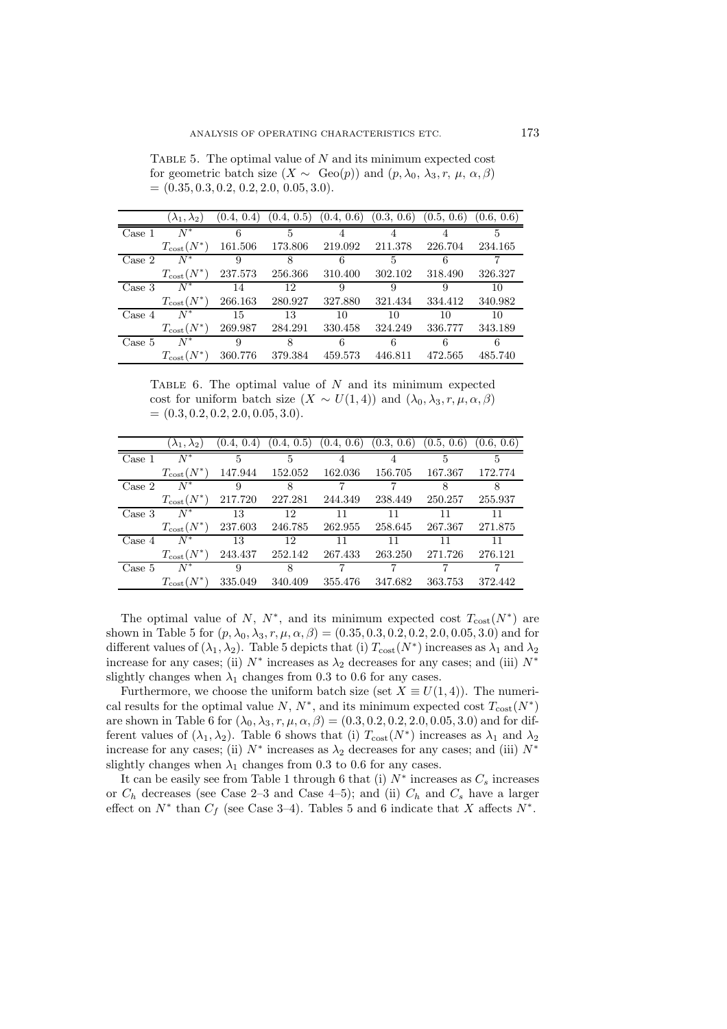Table 5. The optimal value of $N$ and its minimum expected cost for geometric batch size ($X \sim$ Geo$(p)$) and $(p, \lambda_0, \lambda_3, r, \mu, \alpha, \beta) = (0.35, 0.3, 0.2, 0.2, 2.0, 0.05, 3.0)$.

| | $(\lambda_1, \lambda_2)$ | (0.4, 0.4) | (0.4, 0.5) | (0.4, 0.6) | (0.3, 0.6) | (0.5, 0.6) | (0.6, 0.6) |
|---|---|---|---|---|---|---|---|
| Case 1 | $N^*$ | 6 | 5 | 4 | 4 | 4 | 5 |
| | $T_{\text{cost}}(N^*)$ | 161.506 | 173.806 | 219.092 | 211.378 | 226.704 | 234.165 |
| Case 2 | $N^*$ | 9 | 8 | 6 | 5 | 6 | 7 |
| | $T_{\text{cost}}(N^*)$ | 237.573 | 256.366 | 310.400 | 302.102 | 318.490 | 326.327 |
| Case 3 | $N^*$ | 14 | 12 | 9 | 9 | 9 | 10 |
| | $T_{\text{cost}}(N^*)$ | 266.163 | 280.927 | 327.880 | 321.434 | 334.412 | 340.982 |
| Case 4 | $N^*$ | 15 | 13 | 10 | 10 | 10 | 10 |
| | $T_{\text{cost}}(N^*)$ | 269.987 | 284.291 | 330.458 | 324.249 | 336.777 | 343.189 |
| Case 5 | $N^*$ | 9 | 8 | 6 | 6 | 6 | 6 |
| | $T_{\text{cost}}(N^*)$ | 360.776 | 379.384 | 459.573 | 446.811 | 472.565 | 485.740 |

Table 6. The optimal value of $N$ and its minimum expected cost for uniform batch size ($X \sim U(1, 4)$) and $(\lambda_0, \lambda_3, r, \mu, \alpha, \beta) = (0.3, 0.2, 0.2, 2.0, 0.05, 3.0)$.

| | $(\lambda_1, \lambda_2)$ | (0.4, 0.4) | (0.4, 0.5) | (0.4, 0.6) | (0.3, 0.6) | (0.5, 0.6) | (0.6, 0.6) |
|---|---|---|---|---|---|---|---|
| Case 1 | $N^*$ | 5 | 5 | 4 | 4 | 5 | 5 |
| | $T_{\text{cost}}(N^*)$ | 147.944 | 152.052 | 162.036 | 156.705 | 167.367 | 172.774 |
| Case 2 | $N^*$ | 9 | 8 | 7 | 7 | 8 | 8 |
| | $T_{\text{cost}}(N^*)$ | 217.720 | 227.281 | 244.349 | 238.449 | 250.257 | 255.937 |
| Case 3 | $N^*$ | 13 | 12 | 11 | 11 | 11 | 11 |
| | $T_{\text{cost}}(N^*)$ | 237.603 | 246.785 | 262.955 | 258.645 | 267.367 | 271.875 |
| Case 4 | $N^*$ | 13 | 12 | 11 | 11 | 11 | 11 |
| | $T_{\text{cost}}(N^*)$ | 243.437 | 252.142 | 267.433 | 263.250 | 271.726 | 276.121 |
| Case 5 | $N^*$ | 9 | 8 | 7 | 7 | 7 | 7 |
| | $T_{\text{cost}}(N^*)$ | 335.049 | 340.409 | 355.476 | 347.682 | 363.753 | 372.442 |

The optimal value of $N$, $N^*$, and its minimum expected cost $T_{\text{cost}}(N^*)$ are shown in Table 5 for $(p, \lambda_0, \lambda_3, r, \mu, \alpha, \beta) = (0.35, 0.3, 0.2, 0.2, 2.0, 0.05, 3.0)$ and for different values of $(\lambda_1, \lambda_2)$. Table 5 depicts that (i) $T_{\text{cost}}(N^*)$ increases as $\lambda_1$ and $\lambda_2$ increase for any cases; (ii) $N^*$ increases as $\lambda_2$ decreases for any cases; and (iii) $N^*$ slightly changes when $\lambda_1$ changes from 0.3 to 0.6 for any cases.

Furthermore, we choose the uniform batch size (set $X \equiv U(1, 4)$). The numerical results for the optimal value $N$, $N^*$, and its minimum expected cost $T_{\text{cost}}(N^*)$ are shown in Table 6 for $(\lambda_0, \lambda_3, r, \mu, \alpha, \beta) = (0.3, 0.2, 0.2, 2.0, 0.05, 3.0)$ and for different values of $(\lambda_1, \lambda_2)$. Table 6 shows that (i) $T_{\text{cost}}(N^*)$ increases as $\lambda_1$ and $\lambda_2$ increase for any cases; (ii) $N^*$ increases as $\lambda_2$ decreases for any cases; and (iii) $N^*$ slightly changes when $\lambda_1$ changes from 0.3 to 0.6 for any cases.

It can be easily see from Table 1 through 6 that (i) $N^*$ increases as $C_s$ increases or $C_h$ decreases (see Case 2–3 and Case 4–5); and (ii) $C_h$ and $C_s$ have a larger effect on $N^*$ than $C_f$ (see Case 3–4). Tables 5 and 6 indicate that $X$ affects $N^*$.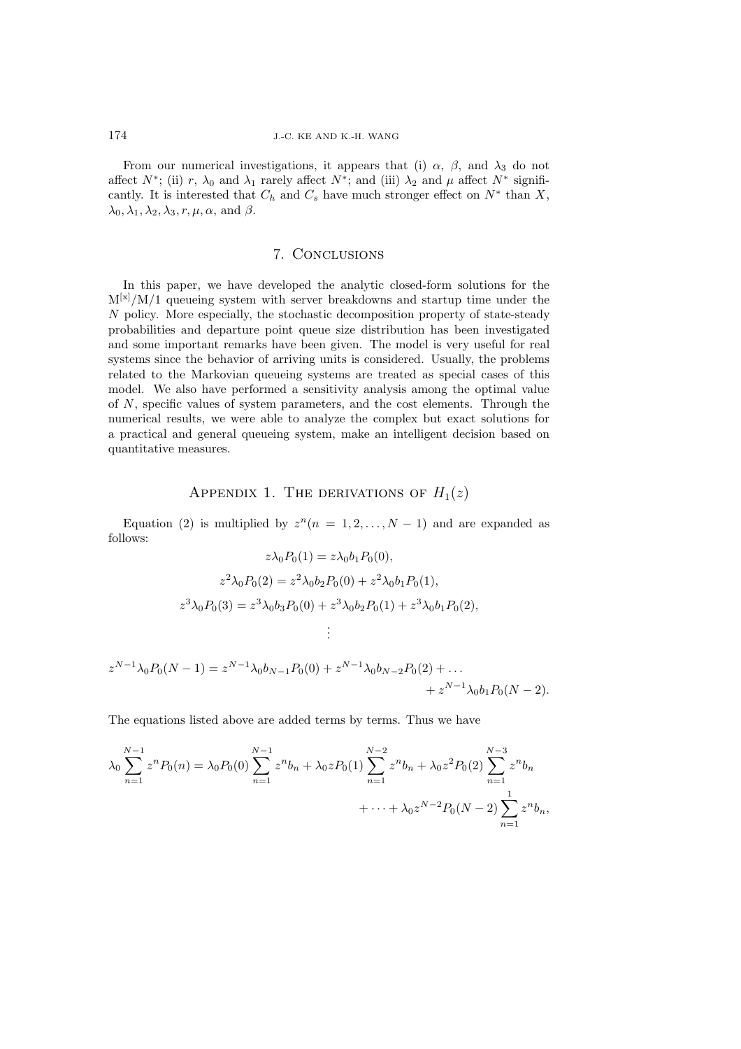From our numerical investigations, it appears that (i) $\alpha$, $\beta$, and $\lambda_3$ do not affect $N^*$; (ii) $r$, $\lambda_0$ and $\lambda_1$ rarely affect $N^*$; and (iii) $\lambda_2$ and $\mu$ affect $N^*$ significantly. It is interested that $C_h$ and $C_s$ have much stronger effect on $N^*$ than $X$, $\lambda_0, \lambda_1, \lambda_2, \lambda_3, r, \mu, \alpha$, and $\beta$.

## 7. Conclusions

In this paper, we have developed the analytic closed-form solutions for the $\mathrm{M}^{[x]}/\mathrm{M}/1$ queueing system with server breakdowns and startup time under the $N$ policy. More especially, the stochastic decomposition property of state-steady probabilities and departure point queue size distribution has been investigated and some important remarks have been given. The model is very useful for real systems since the behavior of arriving units is considered. Usually, the problems related to the Markovian queueing systems are treated as special cases of this model. We also have performed a sensitivity analysis among the optimal value of $N$, specific values of system parameters, and the cost elements. Through the numerical results, we were able to analyze the complex but exact solutions for a practical and general queueing system, make an intelligent decision based on quantitative measures.

## Appendix 1. The derivations of $H_1(z)$

Equation (2) is multiplied by $z^n (n = 1, 2, \ldots, N-1)$ and are expanded as follows:

$$z\lambda_0 P_0(1) = z\lambda_0 b_1 P_0(0),$$

$$z^2\lambda_0 P_0(2) = z^2\lambda_0 b_2 P_0(0) + z^2\lambda_0 b_1 P_0(1),$$

$$z^3\lambda_0 P_0(3) = z^3\lambda_0 b_3 P_0(0) + z^3\lambda_0 b_2 P_0(1) + z^3\lambda_0 b_1 P_0(2),$$

$$\vdots$$

$$z^{N-1}\lambda_0 P_0(N-1) = z^{N-1}\lambda_0 b_{N-1} P_0(0) + z^{N-1}\lambda_0 b_{N-2} P_0(2) + \ldots + z^{N-1}\lambda_0 b_1 P_0(N-2).$$

The equations listed above are added terms by terms. Thus we have

$$\lambda_0 \sum_{n=1}^{N-1} z^n P_0(n) = \lambda_0 P_0(0) \sum_{n=1}^{N-1} z^n b_n + \lambda_0 z P_0(1) \sum_{n=1}^{N-2} z^n b_n + \lambda_0 z^2 P_0(2) \sum_{n=1}^{N-3} z^n b_n + \cdots + \lambda_0 z^{N-2} P_0(N-2) \sum_{n=1}^{1} z^n b_n,$$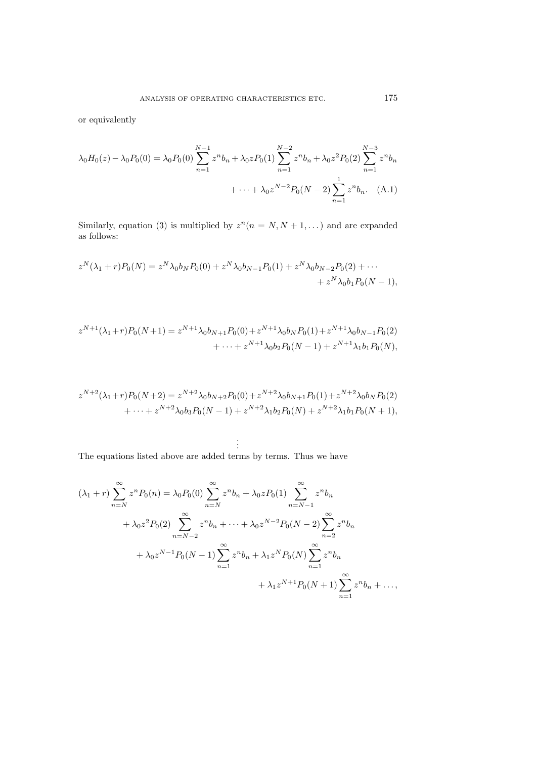or equivalently

$$\lambda_0 H_0(z) - \lambda_0 P_0(0) = \lambda_0 P_0(0) \sum_{n=1}^{N-1} z^n b_n + \lambda_0 z P_0(1) \sum_{n=1}^{N-2} z^n b_n + \lambda_0 z^2 P_0(2) \sum_{n=1}^{N-3} z^n b_n + \cdots + \lambda_0 z^{N-2} P_0(N-2) \sum_{n=1}^{1} z^n b_n. \quad \text{(A.1)}$$

Similarly, equation (3) is multiplied by $z^n (n = N, N+1, \dots)$ and are expanded as follows:

$$z^N (\lambda_1 + r) P_0(N) = z^N \lambda_0 b_N P_0(0) + z^N \lambda_0 b_{N-1} P_0(1) + z^N \lambda_0 b_{N-2} P_0(2) + \cdots + z^N \lambda_0 b_1 P_0(N-1),$$

$$z^{N+1} (\lambda_1 + r) P_0(N+1) = z^{N+1} \lambda_0 b_{N+1} P_0(0) + z^{N+1} \lambda_0 b_N P_0(1) + z^{N+1} \lambda_0 b_{N-1} P_0(2) + \cdots + z^{N+1} \lambda_0 b_2 P_0(N-1) + z^{N+1} \lambda_1 b_1 P_0(N),$$

$$z^{N+2} (\lambda_1 + r) P_0(N+2) = z^{N+2} \lambda_0 b_{N+2} P_0(0) + z^{N+2} \lambda_0 b_{N+1} P_0(1) + z^{N+2} \lambda_0 b_N P_0(2) + \cdots + z^{N+2} \lambda_0 b_3 P_0(N-1) + z^{N+2} \lambda_1 b_2 P_0(N) + z^{N+2} \lambda_1 b_1 P_0(N+1),$$

$$\vdots$$

The equations listed above are added terms by terms. Thus we have

$$(\lambda_1 + r) \sum_{n=N}^{\infty} z^n P_0(n) = \lambda_0 P_0(0) \sum_{n=N}^{\infty} z^n b_n + \lambda_0 z P_0(1) \sum_{n=N-1}^{\infty} z^n b_n + \lambda_0 z^2 P_0(2) \sum_{n=N-2}^{\infty} z^n b_n + \cdots + \lambda_0 z^{N-2} P_0(N-2) \sum_{n=2}^{\infty} z^n b_n + \lambda_0 z^{N-1} P_0(N-1) \sum_{n=1}^{\infty} z^n b_n + \lambda_1 z^N P_0(N) \sum_{n=1}^{\infty} z^n b_n + \lambda_1 z^{N+1} P_0(N+1) \sum_{n=1}^{\infty} z^n b_n + \dots,$$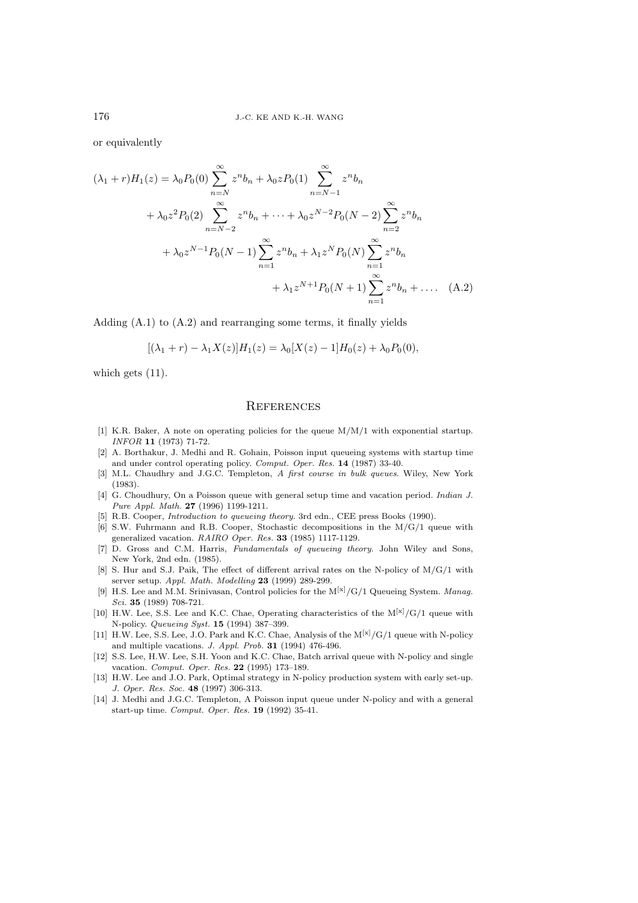or equivalently

$$
\begin{aligned}
(\lambda_1 + r)H_1(z) &= \lambda_0 P_0(0) \sum_{n=N}^{\infty} z^n b_n + \lambda_0 z P_0(1) \sum_{n=N-1}^{\infty} z^n b_n \\
&+ \lambda_0 z^2 P_0(2) \sum_{n=N-2}^{\infty} z^n b_n + \cdots + \lambda_0 z^{N-2} P_0(N-2) \sum_{n=2}^{\infty} z^n b_n \\
&+ \lambda_0 z^{N-1} P_0(N-1) \sum_{n=1}^{\infty} z^n b_n + \lambda_1 z^N P_0(N) \sum_{n=1}^{\infty} z^n b_n \\
&+ \lambda_1 z^{N+1} P_0(N+1) \sum_{n=1}^{\infty} z^n b_n + \ldots . \quad \text{(A.2)}
\end{aligned}
$$

Adding (A.1) to (A.2) and rearranging some terms, it finally yields

$$
[(\lambda_1 + r) - \lambda_1 X(z)]H_1(z) = \lambda_0 [X(z) - 1]H_0(z) + \lambda_0 P_0(0),
$$

which gets (11).

## References

[1] K.R. Baker, A note on operating policies for the queue M/M/1 with exponential startup. *INFOR* **11** (1973) 71-72.

[2] A. Borthakur, J. Medhi and R. Gohain, Poisson input queueing systems with startup time and under control operating policy. *Comput. Oper. Res.* **14** (1987) 33-40.

[3] M.L. Chaudhry and J.G.C. Templeton, *A first course in bulk queues*. Wiley, New York (1983).

[4] G. Choudhury, On a Poisson queue with general setup time and vacation period. *Indian J. Pure Appl. Math.* **27** (1996) 1199-1211.

[5] R.B. Cooper, *Introduction to queueing theory*. 3rd edn., CEE press Books (1990).

[6] S.W. Fuhrmann and R.B. Cooper, Stochastic decompositions in the M/G/1 queue with generalized vacation. *RAIRO Oper. Res.* **33** (1985) 1117-1129.

[7] D. Gross and C.M. Harris, *Fundamentals of queueing theory*. John Wiley and Sons, New York, 2nd edn. (1985).

[8] S. Hur and S.J. Paik, The effect of different arrival rates on the N-policy of M/G/1 with server setup. *Appl. Math. Modelling* **23** (1999) 289-299.

[9] H.S. Lee and M.M. Srinivasan, Control policies for the $M^{[x]}/G/1$ Queueing System. *Manag. Sci.* **35** (1989) 708-721.

[10] H.W. Lee, S.S. Lee and K.C. Chae, Operating characteristics of the $M^{[x]}/G/1$ queue with N-policy. *Queueing Syst.* **15** (1994) 387–399.

[11] H.W. Lee, S.S. Lee, J.O. Park and K.C. Chae, Analysis of the $M^{[x]}/G/1$ queue with N-policy and multiple vacations. *J. Appl. Prob.* **31** (1994) 476-496.

[12] S.S. Lee, H.W. Lee, S.H. Yoon and K.C. Chae, Batch arrival queue with N-policy and single vacation. *Comput. Oper. Res.* **22** (1995) 173–189.

[13] H.W. Lee and J.O. Park, Optimal strategy in N-policy production system with early set-up. *J. Oper. Res. Soc.* **48** (1997) 306-313.

[14] J. Medhi and J.G.C. Templeton, A Poisson input queue under N-policy and with a general start-up time. *Comput. Oper. Res.* **19** (1992) 35-41.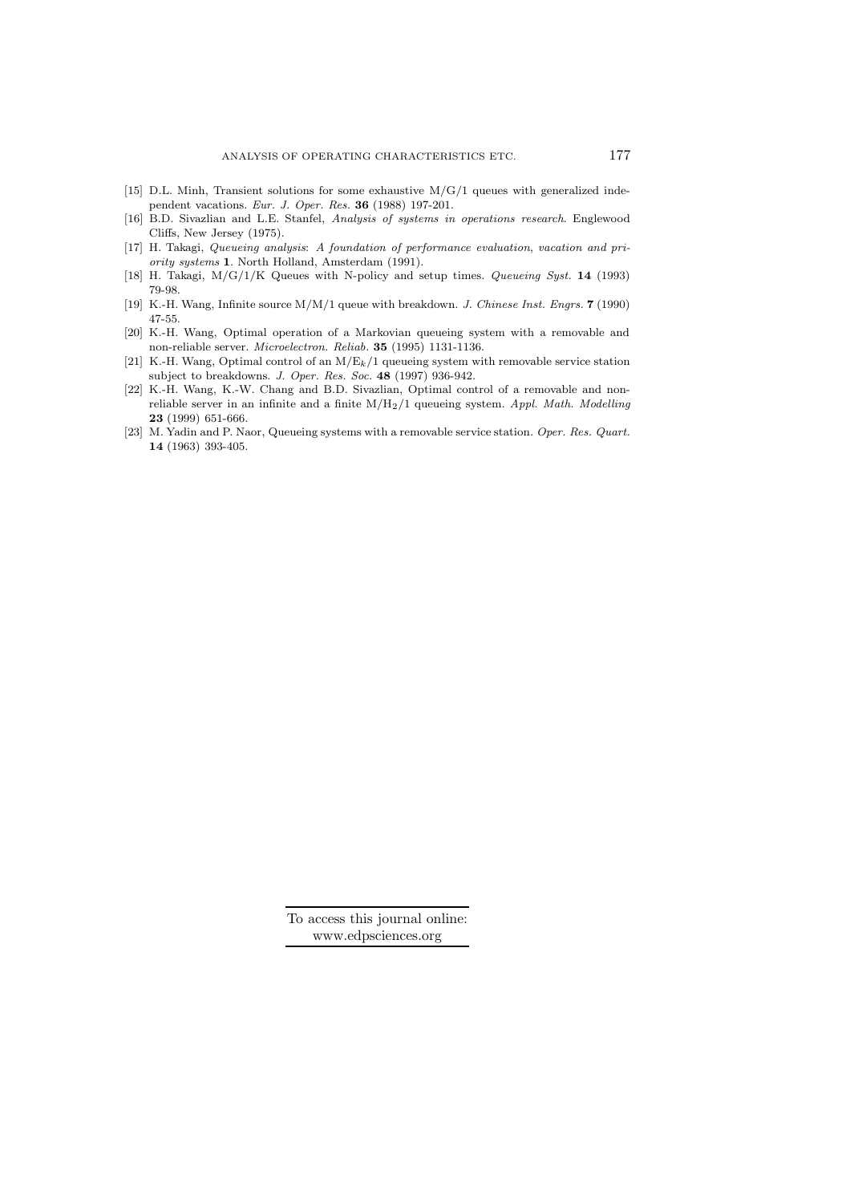[15] D.L. Minh, Transient solutions for some exhaustive M/G/1 queues with generalized independent vacations. *Eur. J. Oper. Res.* **36** (1988) 197-201.

[16] B.D. Sivazlian and L.E. Stanfel, *Analysis of systems in operations research*. Englewood Cliffs, New Jersey (1975).

[17] H. Takagi, *Queueing analysis*: *A foundation of performance evaluation*, *vacation and priority systems* **1**. North Holland, Amsterdam (1991).

[18] H. Takagi, M/G/1/K Queues with N-policy and setup times. *Queueing Syst.* **14** (1993) 79-98.

[19] K.-H. Wang, Infinite source M/M/1 queue with breakdown. *J. Chinese Inst. Engrs.* **7** (1990) 47-55.

[20] K.-H. Wang, Optimal operation of a Markovian queueing system with a removable and non-reliable server. *Microelectron. Reliab.* **35** (1995) 1131-1136.

[21] K.-H. Wang, Optimal control of an $M/E_k/1$ queueing system with removable service station subject to breakdowns. *J. Oper. Res. Soc.* **48** (1997) 936-942.

[22] K.-H. Wang, K.-W. Chang and B.D. Sivazlian, Optimal control of a removable and non-reliable server in an infinite and a finite $M/H_2/1$ queueing system. *Appl. Math. Modelling* **23** (1999) 651-666.

[23] M. Yadin and P. Naor, Queueing systems with a removable service station. *Oper. Res. Quart.* **14** (1963) 393-405.

To access this journal online:
www.edpsciences.org